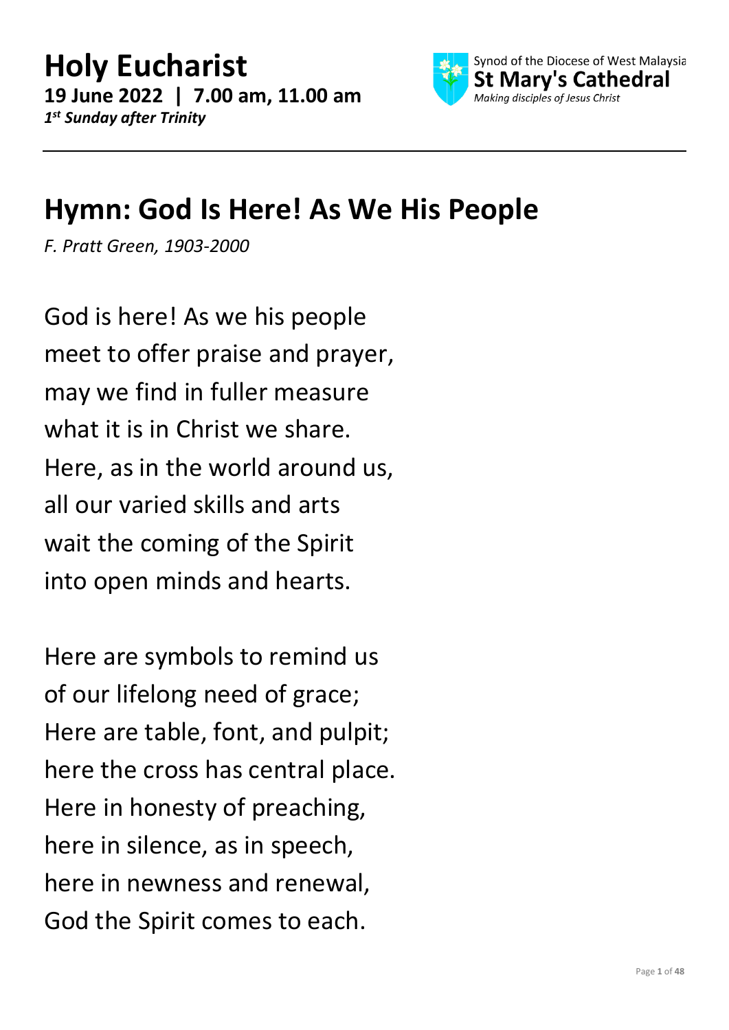# Holy Eucharist

**19 June 2022 | 7.00 am, 11.00 am**

***1st Sunday after Trinity***

Synod of the Diocese of West Malaysia
**St Mary's Cathedral**
*Making disciples of Jesus Christ*

---

## Hymn: God Is Here! As We His People

*F. Pratt Green, 1903-2000*

God is here! As we his people
meet to offer praise and prayer,
may we find in fuller measure
what it is in Christ we share.
Here, as in the world around us,
all our varied skills and arts
wait the coming of the Spirit
into open minds and hearts.

Here are symbols to remind us
of our lifelong need of grace;
Here are table, font, and pulpit;
here the cross has central place.
Here in honesty of preaching,
here in silence, as in speech,
here in newness and renewal,
God the Spirit comes to each.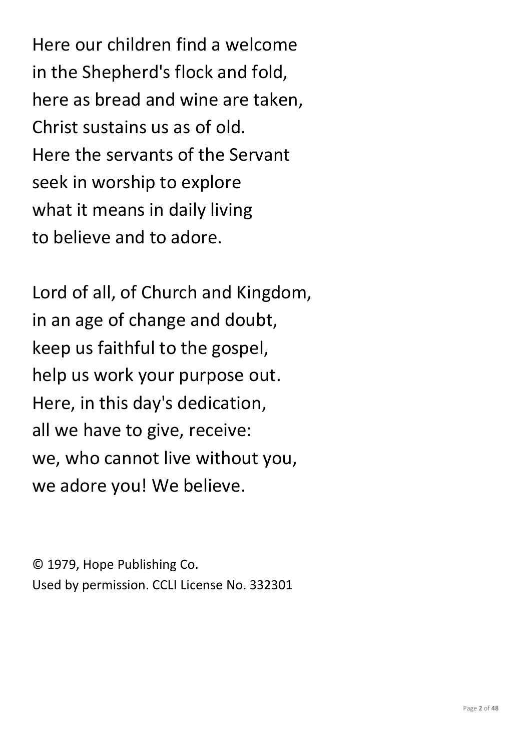Here our children find a welcome
in the Shepherd's flock and fold,
here as bread and wine are taken,
Christ sustains us as of old.
Here the servants of the Servant
seek in worship to explore
what it means in daily living
to believe and to adore.

Lord of all, of Church and Kingdom,
in an age of change and doubt,
keep us faithful to the gospel,
help us work your purpose out.
Here, in this day's dedication,
all we have to give, receive:
we, who cannot live without you,
we adore you! We believe.

© 1979, Hope Publishing Co.
Used by permission. CCLI License No. 332301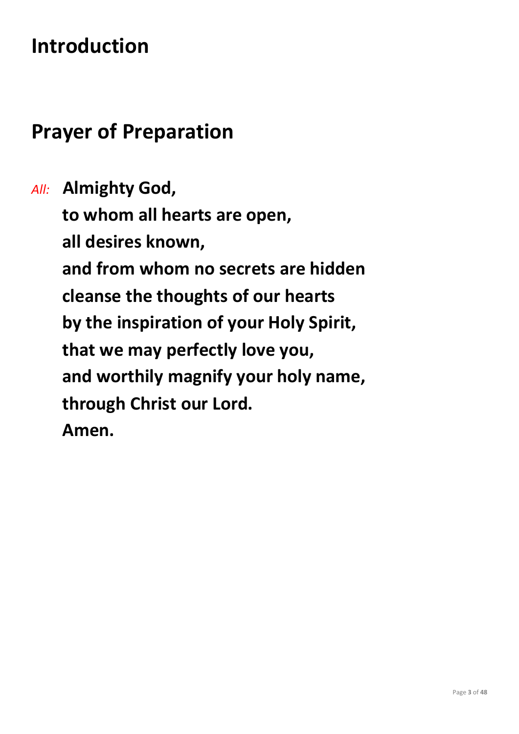# Introduction

## Prayer of Preparation

*All:* **Almighty God,
to whom all hearts are open,
all desires known,
and from whom no secrets are hidden
cleanse the thoughts of our hearts
by the inspiration of your Holy Spirit,
that we may perfectly love you,
and worthily magnify your holy name,
through Christ our Lord.
Amen.**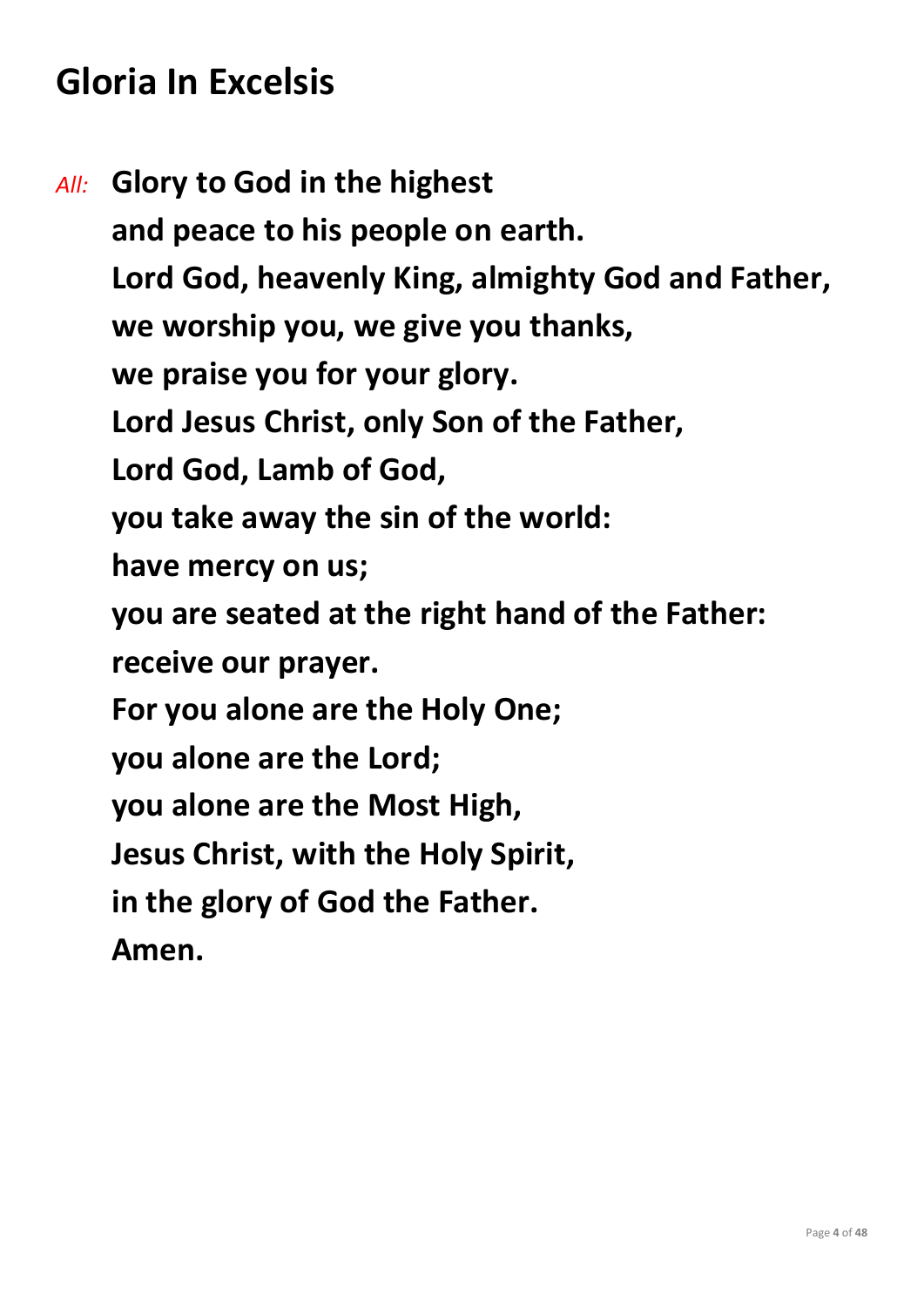## Gloria In Excelsis

*All:* **Glory to God in the highest**
**and peace to his people on earth.**
**Lord God, heavenly King, almighty God and Father,**
**we worship you, we give you thanks,**
**we praise you for your glory.**
**Lord Jesus Christ, only Son of the Father,**
**Lord God, Lamb of God,**
**you take away the sin of the world:**
**have mercy on us;**
**you are seated at the right hand of the Father:**
**receive our prayer.**
**For you alone are the Holy One;**
**you alone are the Lord;**
**you alone are the Most High,**
**Jesus Christ, with the Holy Spirit,**
**in the glory of God the Father.**
**Amen.**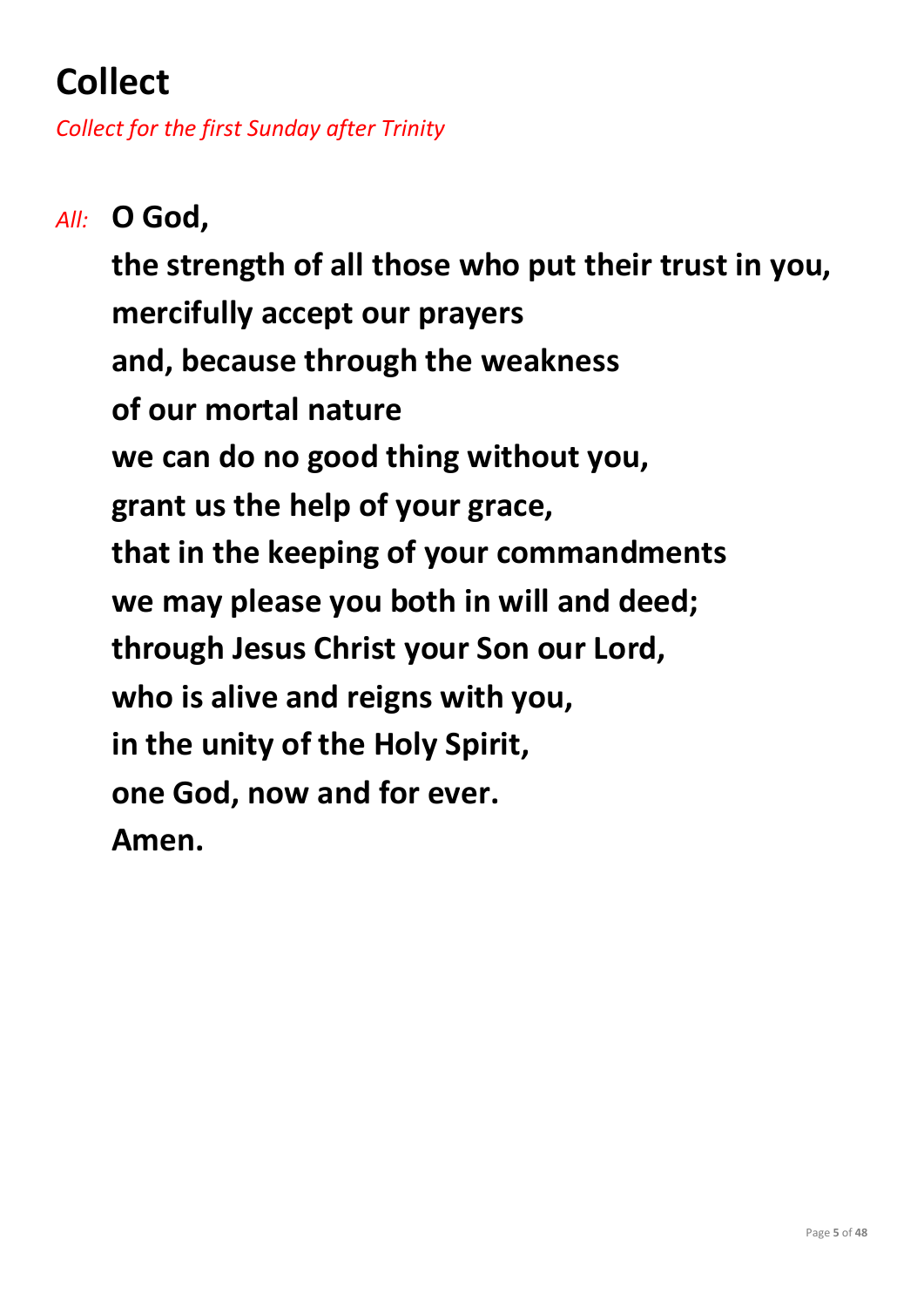# Collect

*Collect for the first Sunday after Trinity*

*All:* **O God,**
**the strength of all those who put their trust in you,**
**mercifully accept our prayers**
**and, because through the weakness**
**of our mortal nature**
**we can do no good thing without you,**
**grant us the help of your grace,**
**that in the keeping of your commandments**
**we may please you both in will and deed;**
**through Jesus Christ your Son our Lord,**
**who is alive and reigns with you,**
**in the unity of the Holy Spirit,**
**one God, now and for ever.**
**Amen.**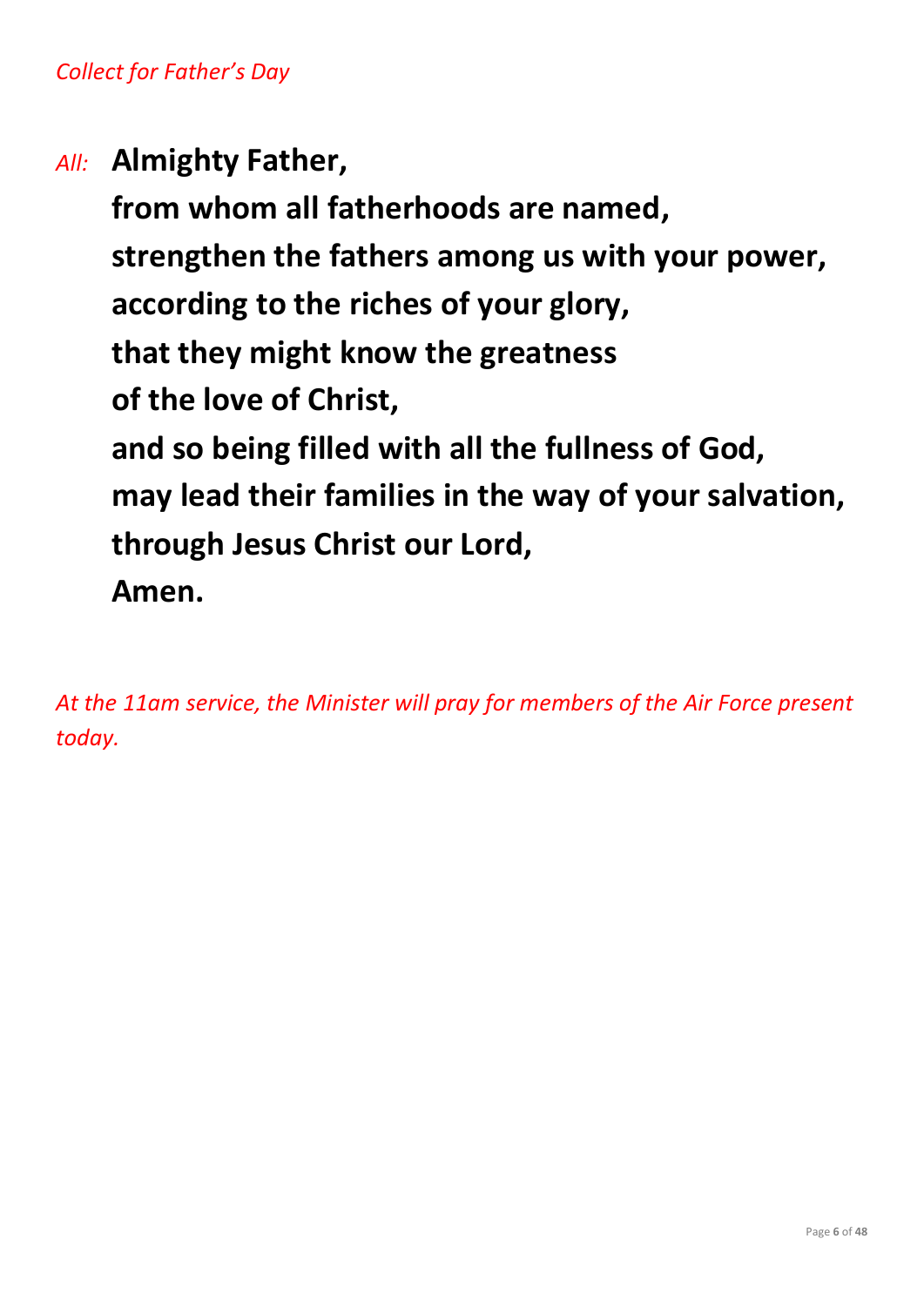*Collect for Father's Day*

*All:* **Almighty Father,**
**from whom all fatherhoods are named,**
**strengthen the fathers among us with your power,**
**according to the riches of your glory,**
**that they might know the greatness**
**of the love of Christ,**
**and so being filled with all the fullness of God,**
**may lead their families in the way of your salvation,**
**through Jesus Christ our Lord,**
**Amen.**

*At the 11am service, the Minister will pray for members of the Air Force present today.*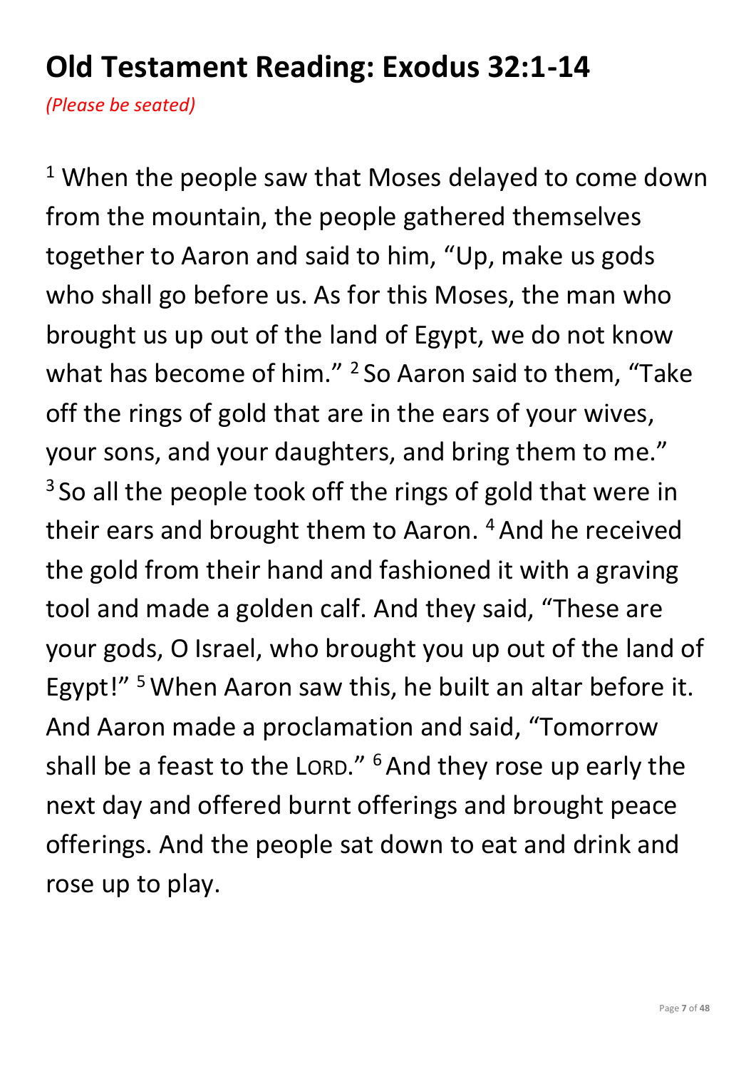## Old Testament Reading: Exodus 32:1-14

*(Please be seated)*

[1] When the people saw that Moses delayed to come down from the mountain, the people gathered themselves together to Aaron and said to him, "Up, make us gods who shall go before us. As for this Moses, the man who brought us up out of the land of Egypt, we do not know what has become of him." [2] So Aaron said to them, "Take off the rings of gold that are in the ears of your wives, your sons, and your daughters, and bring them to me." [3] So all the people took off the rings of gold that were in their ears and brought them to Aaron. [4] And he received the gold from their hand and fashioned it with a graving tool and made a golden calf. And they said, "These are your gods, O Israel, who brought you up out of the land of Egypt!" [5] When Aaron saw this, he built an altar before it. And Aaron made a proclamation and said, "Tomorrow shall be a feast to the LORD." [6] And they rose up early the next day and offered burnt offerings and brought peace offerings. And the people sat down to eat and drink and rose up to play.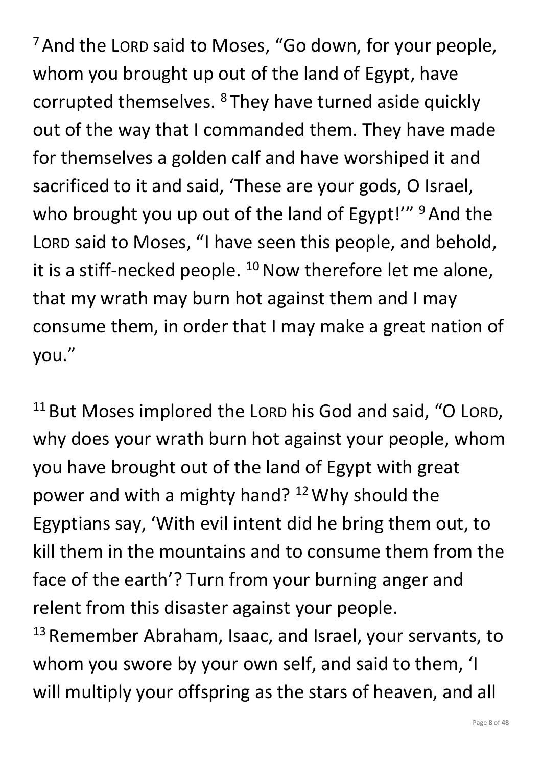[7] And the LORD said to Moses, "Go down, for your people, whom you brought up out of the land of Egypt, have corrupted themselves. [8] They have turned aside quickly out of the way that I commanded them. They have made for themselves a golden calf and have worshiped it and sacrificed to it and said, 'These are your gods, O Israel, who brought you up out of the land of Egypt!'" [9] And the LORD said to Moses, "I have seen this people, and behold, it is a stiff-necked people. [10] Now therefore let me alone, that my wrath may burn hot against them and I may consume them, in order that I may make a great nation of you."

[11] But Moses implored the LORD his God and said, "O LORD, why does your wrath burn hot against your people, whom you have brought out of the land of Egypt with great power and with a mighty hand? [12] Why should the Egyptians say, 'With evil intent did he bring them out, to kill them in the mountains and to consume them from the face of the earth'? Turn from your burning anger and relent from this disaster against your people.
[13] Remember Abraham, Isaac, and Israel, your servants, to whom you swore by your own self, and said to them, 'I will multiply your offspring as the stars of heaven, and all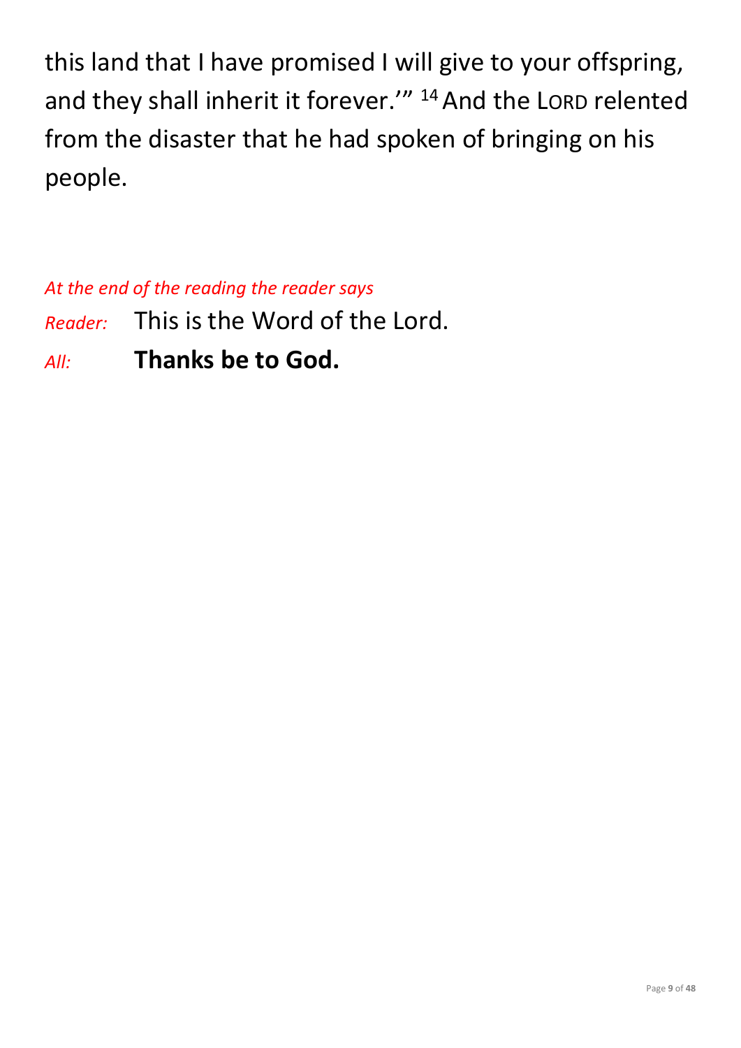this land that I have promised I will give to your offspring, and they shall inherit it forever.'" [14] And the LORD relented from the disaster that he had spoken of bringing on his people.

*At the end of the reading the reader says*

*Reader:* This is the Word of the Lord.

*All:* **Thanks be to God.**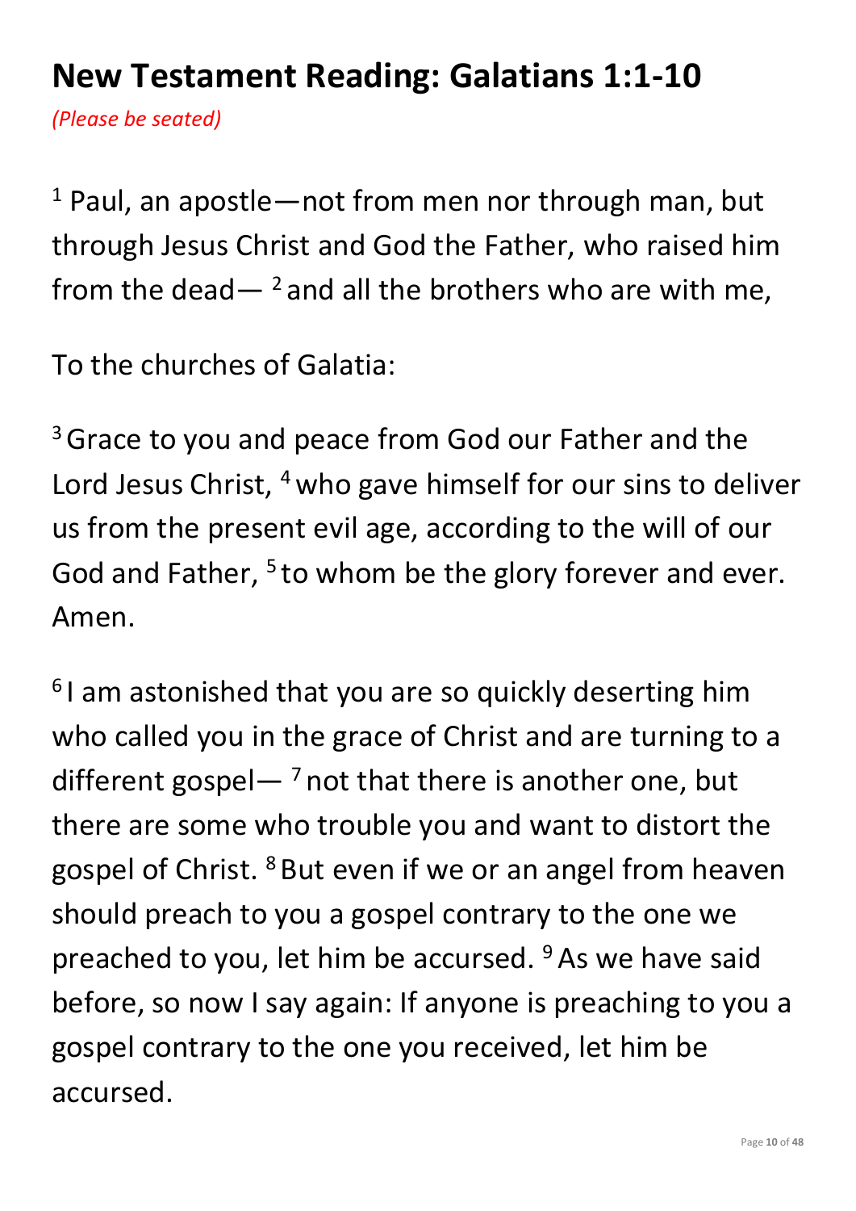# New Testament Reading: Galatians 1:1-10

*(Please be seated)*

[1] Paul, an apostle—not from men nor through man, but through Jesus Christ and God the Father, who raised him from the dead— [2] and all the brothers who are with me,

To the churches of Galatia:

[3] Grace to you and peace from God our Father and the Lord Jesus Christ, [4] who gave himself for our sins to deliver us from the present evil age, according to the will of our God and Father, [5] to whom be the glory forever and ever. Amen.

[6] I am astonished that you are so quickly deserting him who called you in the grace of Christ and are turning to a different gospel— [7] not that there is another one, but there are some who trouble you and want to distort the gospel of Christ. [8] But even if we or an angel from heaven should preach to you a gospel contrary to the one we preached to you, let him be accursed. [9] As we have said before, so now I say again: If anyone is preaching to you a gospel contrary to the one you received, let him be accursed.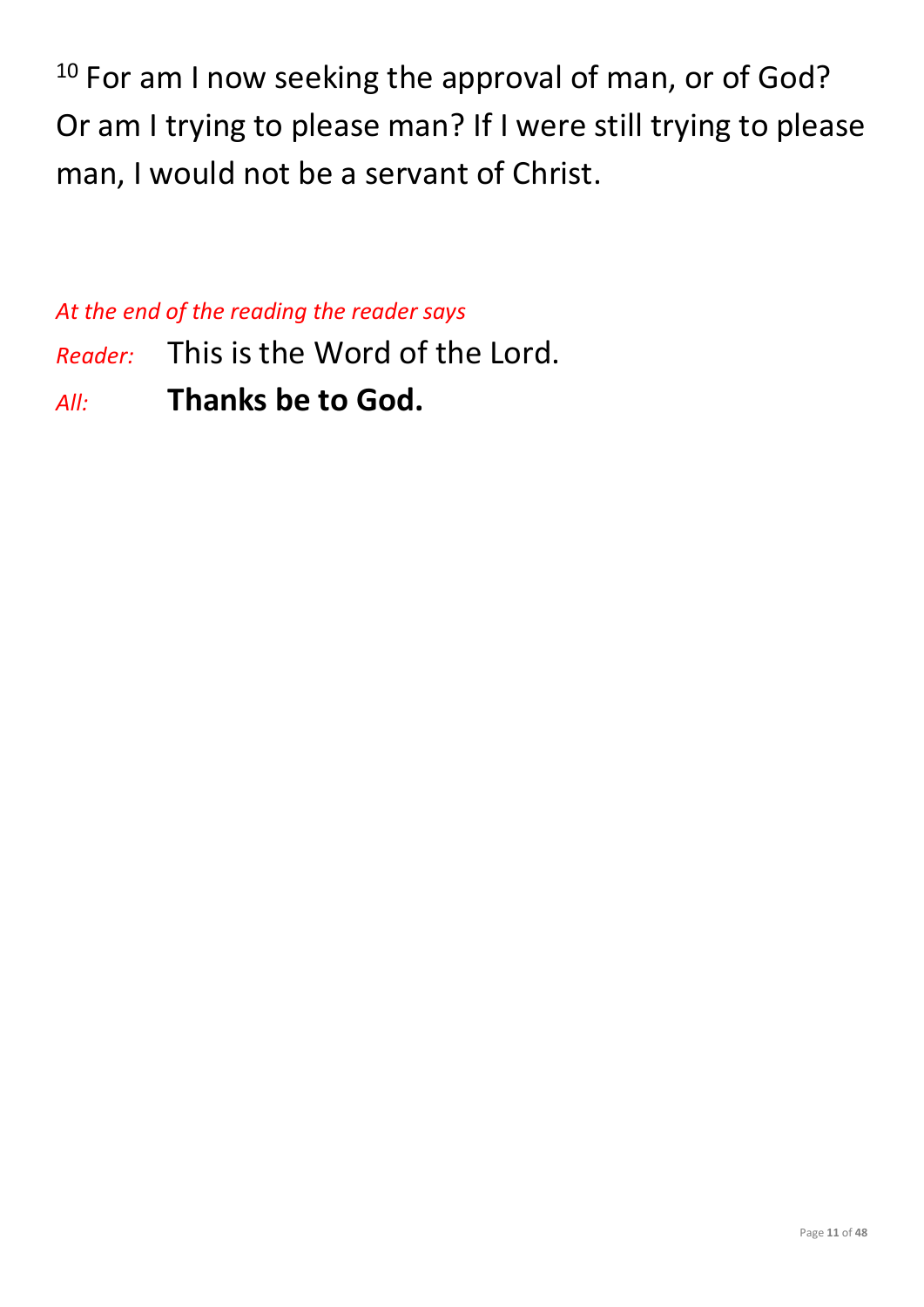[10] For am I now seeking the approval of man, or of God? Or am I trying to please man? If I were still trying to please man, I would not be a servant of Christ.

*At the end of the reading the reader says*

*Reader:* This is the Word of the Lord.

*All:* **Thanks be to God.**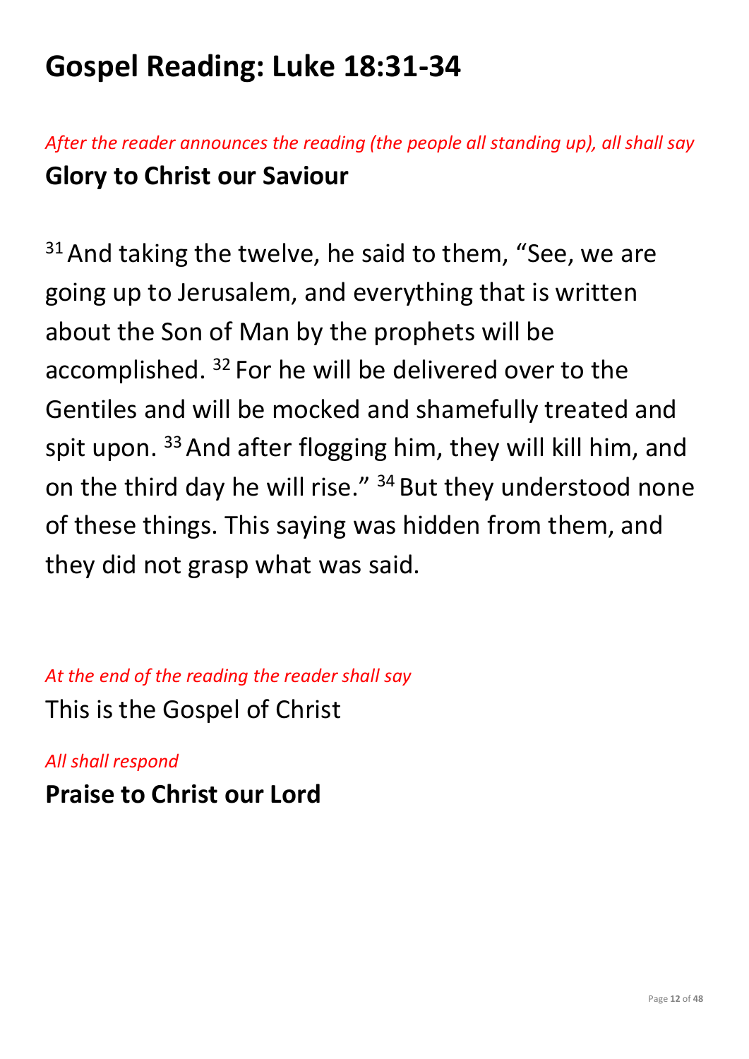# Gospel Reading: Luke 18:31-34

*After the reader announces the reading (the people all standing up), all shall say*

**Glory to Christ our Saviour**

[31] And taking the twelve, he said to them, “See, we are going up to Jerusalem, and everything that is written about the Son of Man by the prophets will be accomplished. [32] For he will be delivered over to the Gentiles and will be mocked and shamefully treated and spit upon. [33] And after flogging him, they will kill him, and on the third day he will rise.” [34] But they understood none of these things. This saying was hidden from them, and they did not grasp what was said.

*At the end of the reading the reader shall say*

This is the Gospel of Christ

*All shall respond*

**Praise to Christ our Lord**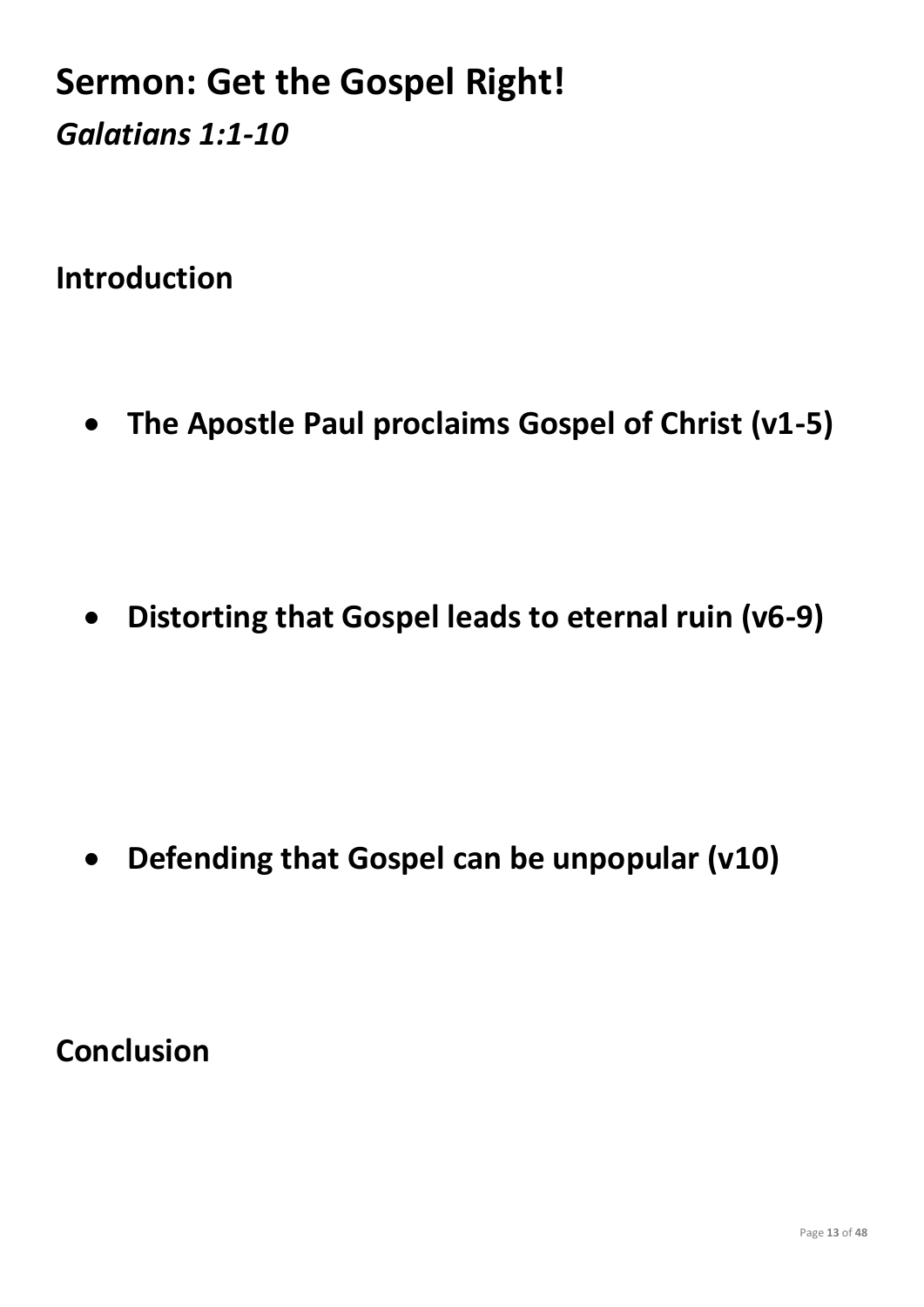# Sermon: Get the Gospel Right!

## *Galatians 1:1-10*

## Introduction

- **The Apostle Paul proclaims Gospel of Christ (v1-5)**

- **Distorting that Gospel leads to eternal ruin (v6-9)**

- **Defending that Gospel can be unpopular (v10)**

## Conclusion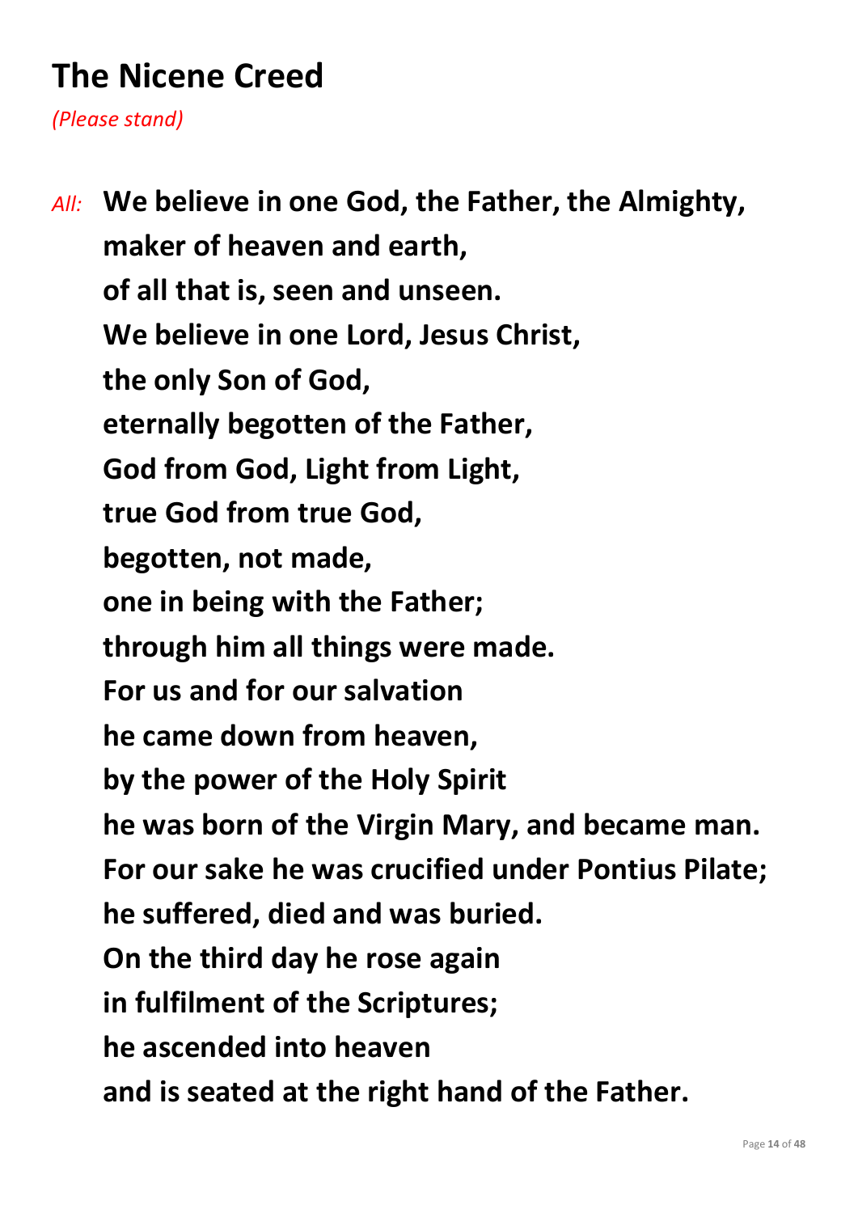# The Nicene Creed

*(Please stand)*

*All:* **We believe in one God, the Father, the Almighty,**
**maker of heaven and earth,**
**of all that is, seen and unseen.**
**We believe in one Lord, Jesus Christ,**
**the only Son of God,**
**eternally begotten of the Father,**
**God from God, Light from Light,**
**true God from true God,**
**begotten, not made,**
**one in being with the Father;**
**through him all things were made.**
**For us and for our salvation**
**he came down from heaven,**
**by the power of the Holy Spirit**
**he was born of the Virgin Mary, and became man.**
**For our sake he was crucified under Pontius Pilate;**
**he suffered, died and was buried.**
**On the third day he rose again**
**in fulfilment of the Scriptures;**
**he ascended into heaven**
**and is seated at the right hand of the Father.**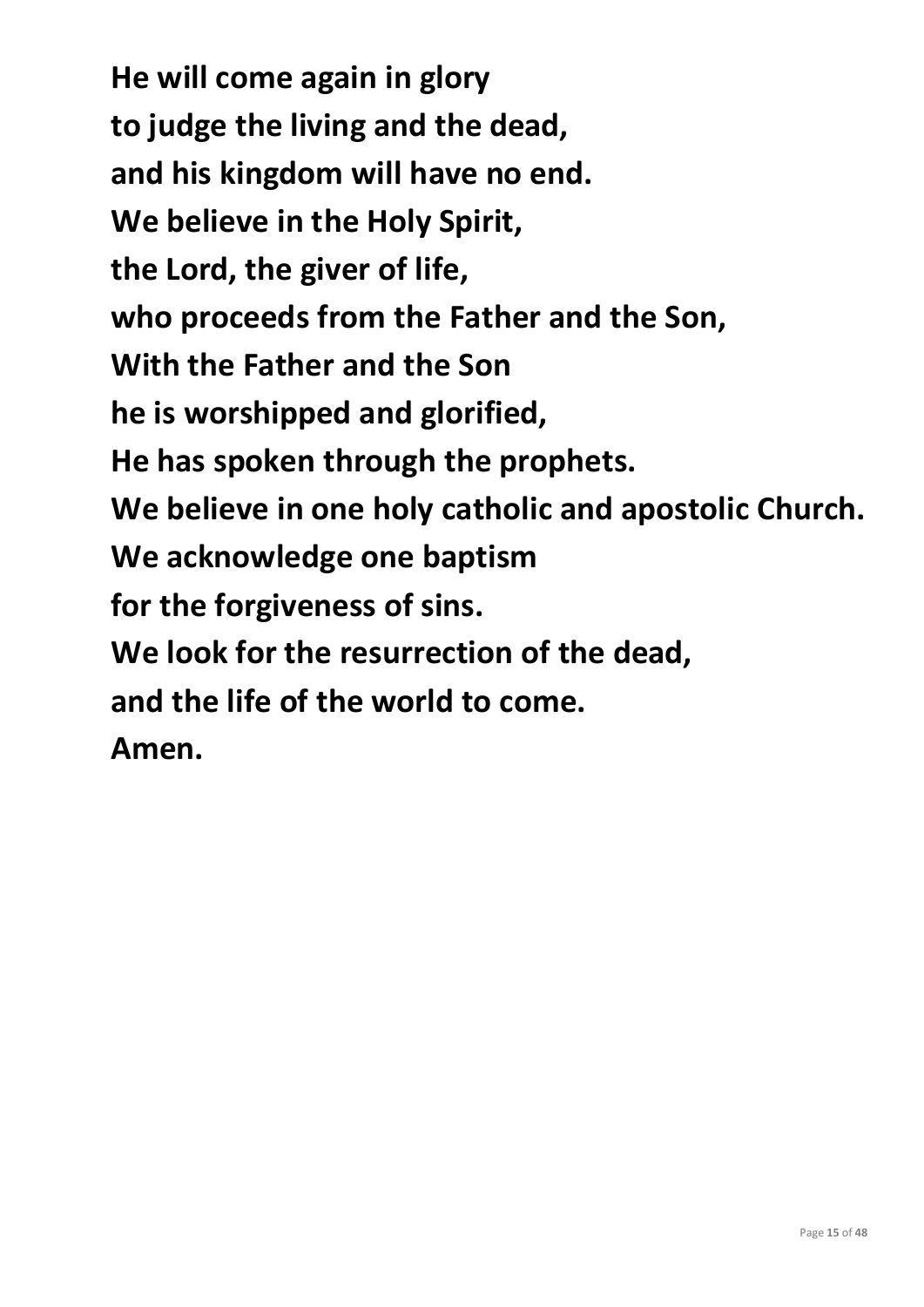**He will come again in glory**
**to judge the living and the dead,**
**and his kingdom will have no end.**
**We believe in the Holy Spirit,**
**the Lord, the giver of life,**
**who proceeds from the Father and the Son,**
**With the Father and the Son**
**he is worshipped and glorified,**
**He has spoken through the prophets.**
**We believe in one holy catholic and apostolic Church.**
**We acknowledge one baptism**
**for the forgiveness of sins.**
**We look for the resurrection of the dead,**
**and the life of the world to come.**
**Amen.**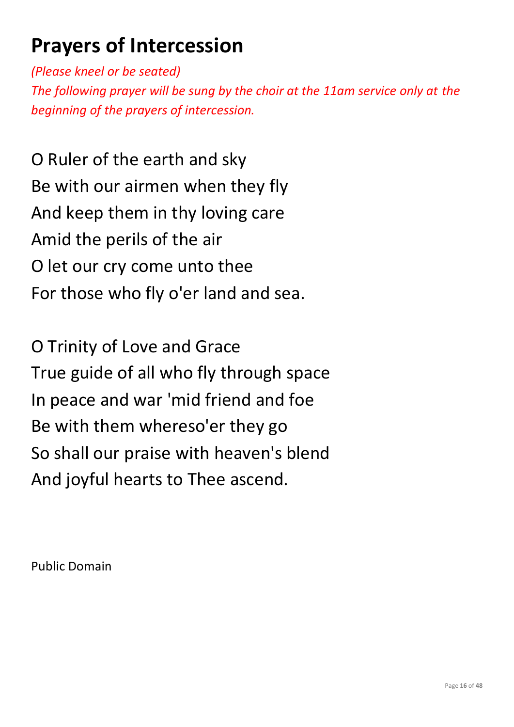# Prayers of Intercession

*(Please kneel or be seated)*
*The following prayer will be sung by the choir at the 11am service only at the beginning of the prayers of intercession.*

O Ruler of the earth and sky
Be with our airmen when they fly
And keep them in thy loving care
Amid the perils of the air
O let our cry come unto thee
For those who fly o'er land and sea.

O Trinity of Love and Grace
True guide of all who fly through space
In peace and war 'mid friend and foe
Be with them whereso'er they go
So shall our praise with heaven's blend
And joyful hearts to Thee ascend.

Public Domain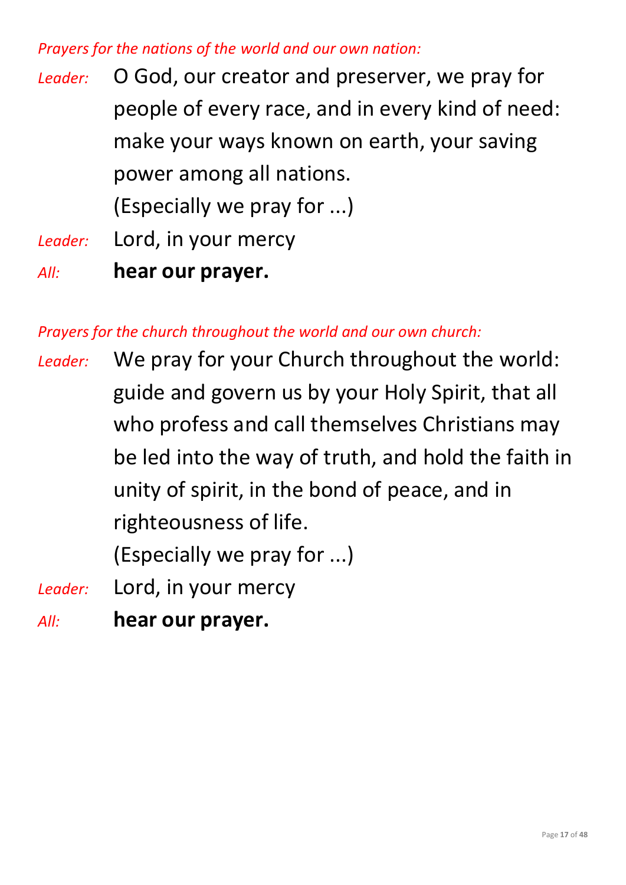*Prayers for the nations of the world and our own nation:*

*Leader:* O God, our creator and preserver, we pray for people of every race, and in every kind of need: make your ways known on earth, your saving power among all nations.
(Especially we pray for ...)

*Leader:* Lord, in your mercy

*All:* **hear our prayer.**

*Prayers for the church throughout the world and our own church:*

*Leader:* We pray for your Church throughout the world: guide and govern us by your Holy Spirit, that all who profess and call themselves Christians may be led into the way of truth, and hold the faith in unity of spirit, in the bond of peace, and in righteousness of life.
(Especially we pray for ...)

*Leader:* Lord, in your mercy

*All:* **hear our prayer.**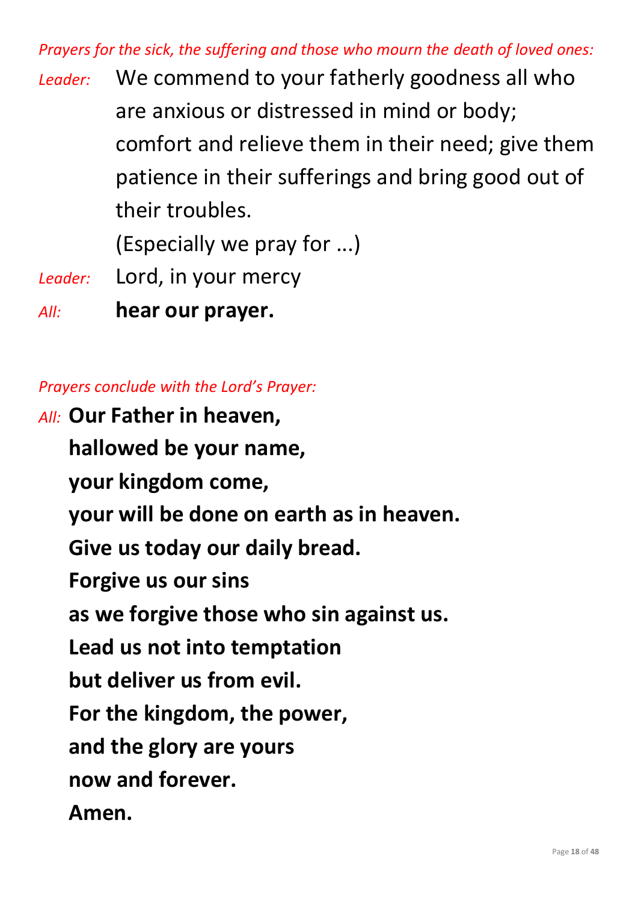*Prayers for the sick, the suffering and those who mourn the death of loved ones:*

*Leader:* We commend to your fatherly goodness all who are anxious or distressed in mind or body; comfort and relieve them in their need; give them patience in their sufferings and bring good out of their troubles.

(Especially we pray for ...)

*Leader:* Lord, in your mercy

*All:* **hear our prayer.**

*Prayers conclude with the Lord's Prayer:*

*All:* **Our Father in heaven,**
**hallowed be your name,**
**your kingdom come,**
**your will be done on earth as in heaven.**
**Give us today our daily bread.**
**Forgive us our sins**
**as we forgive those who sin against us.**
**Lead us not into temptation**
**but deliver us from evil.**
**For the kingdom, the power,**
**and the glory are yours**
**now and forever.**
**Amen.**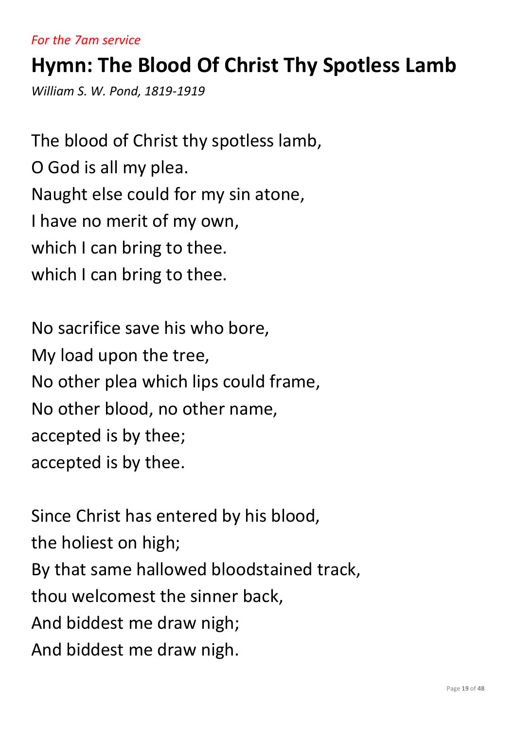*For the 7am service*

# Hymn: The Blood Of Christ Thy Spotless Lamb

*William S. W. Pond, 1819-1919*

The blood of Christ thy spotless lamb,
O God is all my plea.
Naught else could for my sin atone,
I have no merit of my own,
which I can bring to thee.
which I can bring to thee.

No sacrifice save his who bore,
My load upon the tree,
No other plea which lips could frame,
No other blood, no other name,
accepted is by thee;
accepted is by thee.

Since Christ has entered by his blood,
the holiest on high;
By that same hallowed bloodstained track,
thou welcomest the sinner back,
And biddest me draw nigh;
And biddest me draw nigh.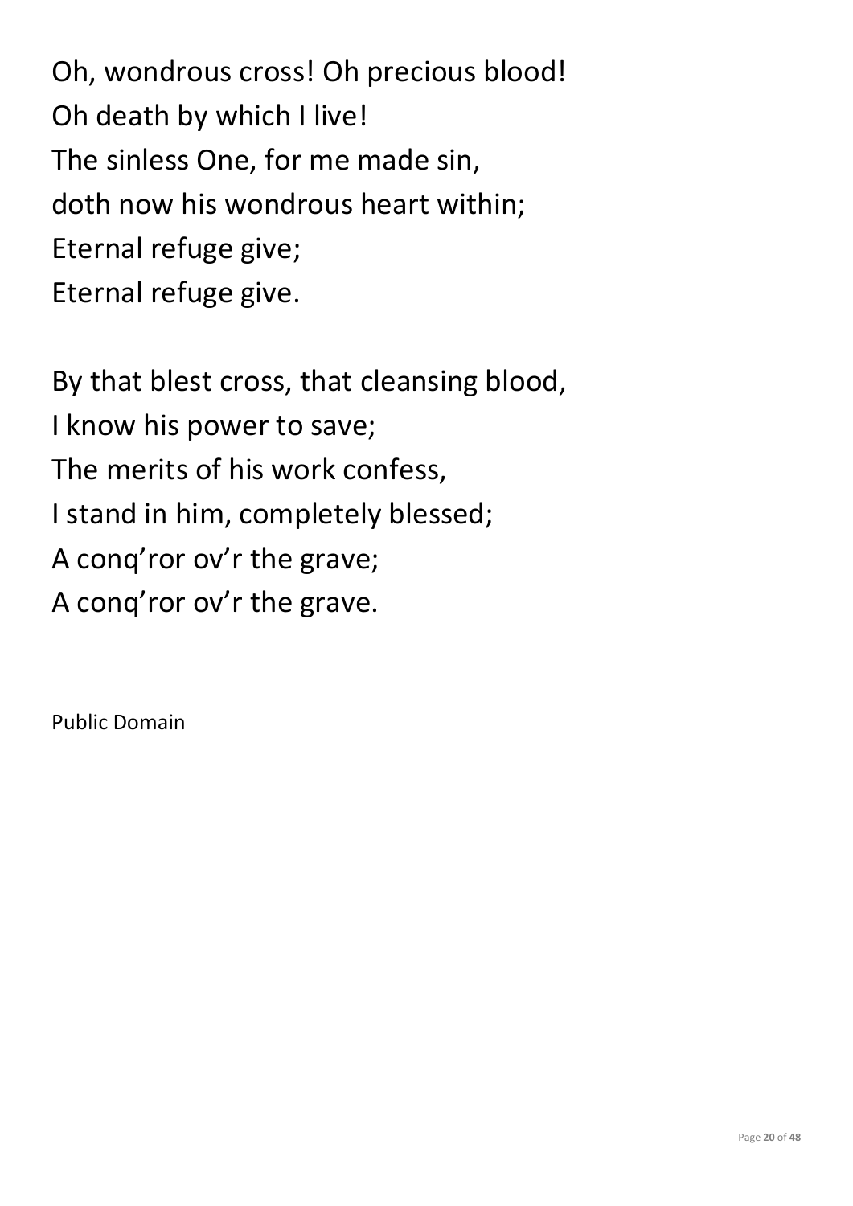Oh, wondrous cross! Oh precious blood!
Oh death by which I live!
The sinless One, for me made sin,
doth now his wondrous heart within;
Eternal refuge give;
Eternal refuge give.

By that blest cross, that cleansing blood,
I know his power to save;
The merits of his work confess,
I stand in him, completely blessed;
A conq'ror ov'r the grave;
A conq'ror ov'r the grave.

Public Domain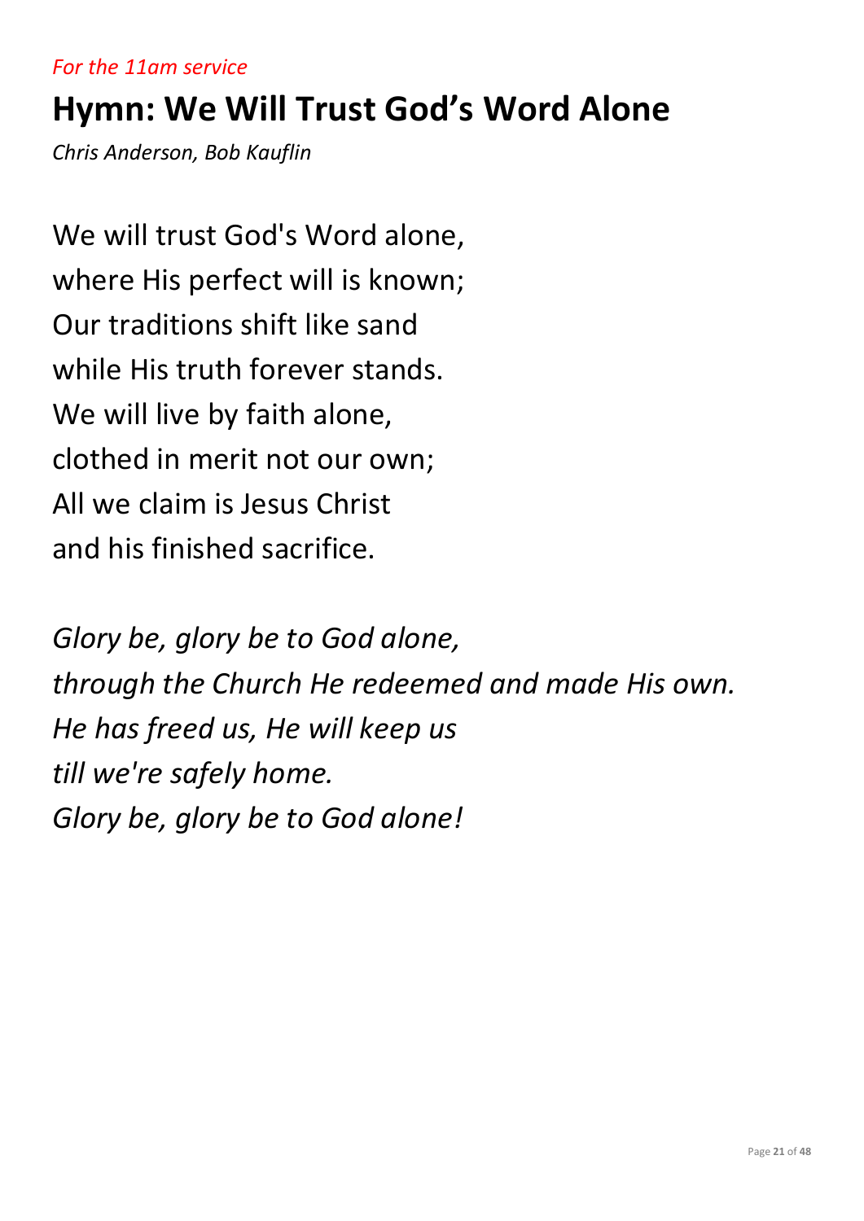*For the 11am service*

# Hymn: We Will Trust God's Word Alone

*Chris Anderson, Bob Kauflin*

We will trust God's Word alone,
where His perfect will is known;
Our traditions shift like sand
while His truth forever stands.
We will live by faith alone,
clothed in merit not our own;
All we claim is Jesus Christ
and his finished sacrifice.

*Glory be, glory be to God alone,*
*through the Church He redeemed and made His own.*
*He has freed us, He will keep us*
*till we're safely home.*
*Glory be, glory be to God alone!*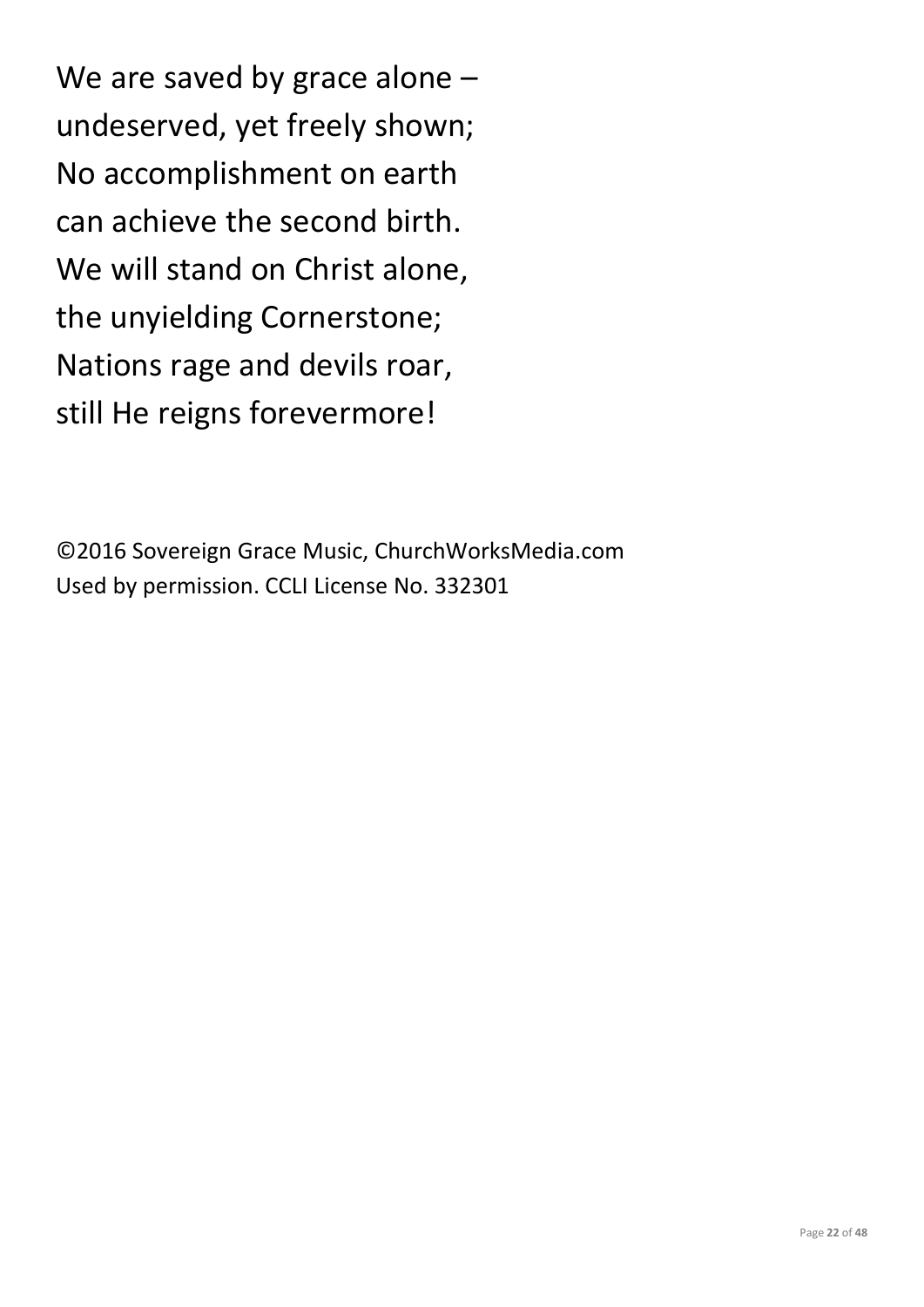We are saved by grace alone –
undeserved, yet freely shown;
No accomplishment on earth
can achieve the second birth.
We will stand on Christ alone,
the unyielding Cornerstone;
Nations rage and devils roar,
still He reigns forevermore!

©2016 Sovereign Grace Music, ChurchWorksMedia.com
Used by permission. CCLI License No. 332301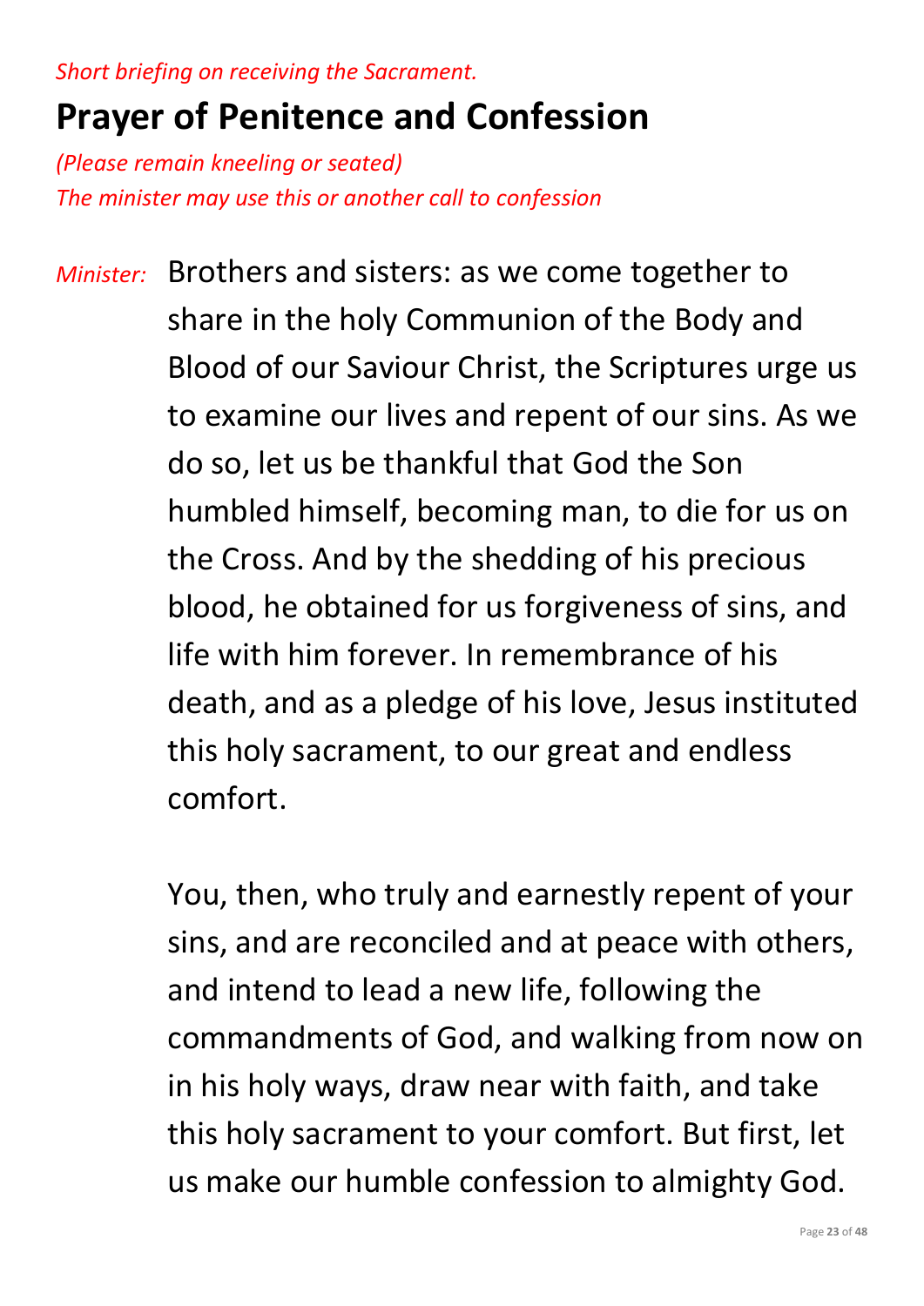*Short briefing on receiving the Sacrament.*

## Prayer of Penitence and Confession

*(Please remain kneeling or seated)*
*The minister may use this or another call to confession*

*Minister:* Brothers and sisters: as we come together to share in the holy Communion of the Body and Blood of our Saviour Christ, the Scriptures urge us to examine our lives and repent of our sins. As we do so, let us be thankful that God the Son humbled himself, becoming man, to die for us on the Cross. And by the shedding of his precious blood, he obtained for us forgiveness of sins, and life with him forever. In remembrance of his death, and as a pledge of his love, Jesus instituted this holy sacrament, to our great and endless comfort.

You, then, who truly and earnestly repent of your sins, and are reconciled and at peace with others, and intend to lead a new life, following the commandments of God, and walking from now on in his holy ways, draw near with faith, and take this holy sacrament to your comfort. But first, let us make our humble confession to almighty God.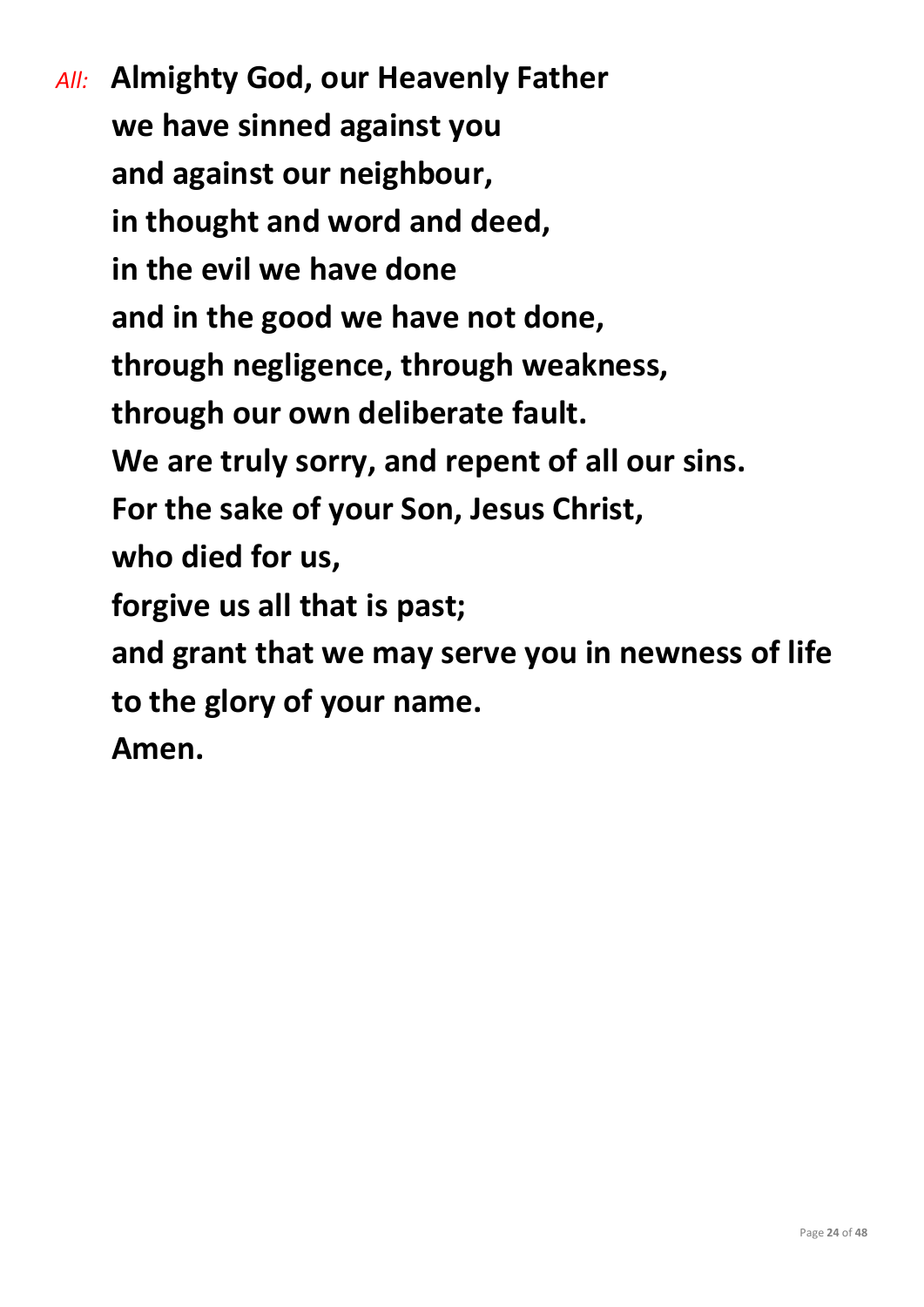*All:* **Almighty God, our Heavenly Father**
**we have sinned against you**
**and against our neighbour,**
**in thought and word and deed,**
**in the evil we have done**
**and in the good we have not done,**
**through negligence, through weakness,**
**through our own deliberate fault.**
**We are truly sorry, and repent of all our sins.**
**For the sake of your Son, Jesus Christ,**
**who died for us,**
**forgive us all that is past;**
**and grant that we may serve you in newness of life**
**to the glory of your name.**
**Amen.**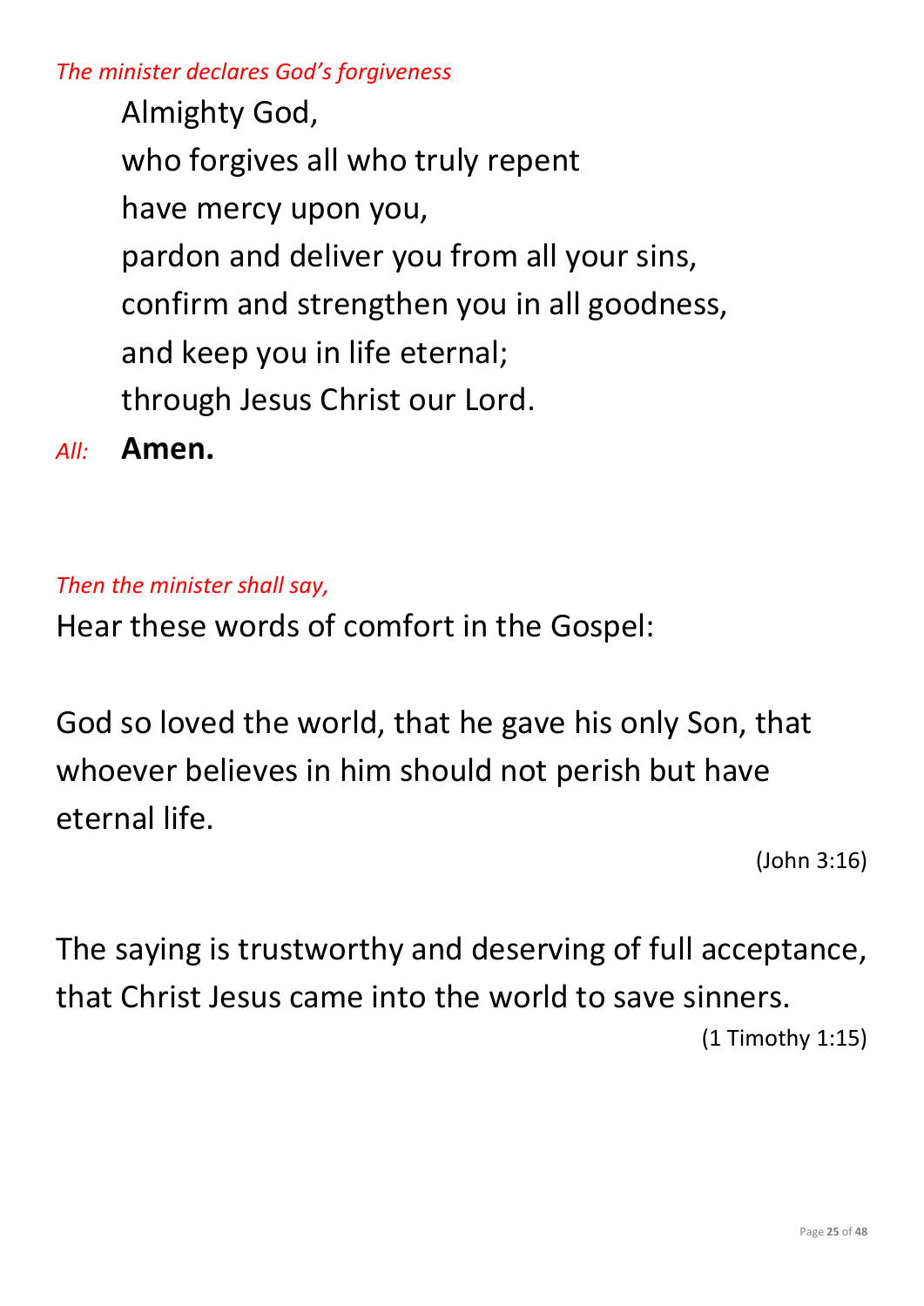*The minister declares God's forgiveness*

Almighty God,  
who forgives all who truly repent  
have mercy upon you,  
pardon and deliver you from all your sins,  
confirm and strengthen you in all goodness,  
and keep you in life eternal;  
through Jesus Christ our Lord.

*All:* **Amen.**

*Then the minister shall say,*

Hear these words of comfort in the Gospel:

God so loved the world, that he gave his only Son, that whoever believes in him should not perish but have eternal life.

(John 3:16)

The saying is trustworthy and deserving of full acceptance, that Christ Jesus came into the world to save sinners.

(1 Timothy 1:15)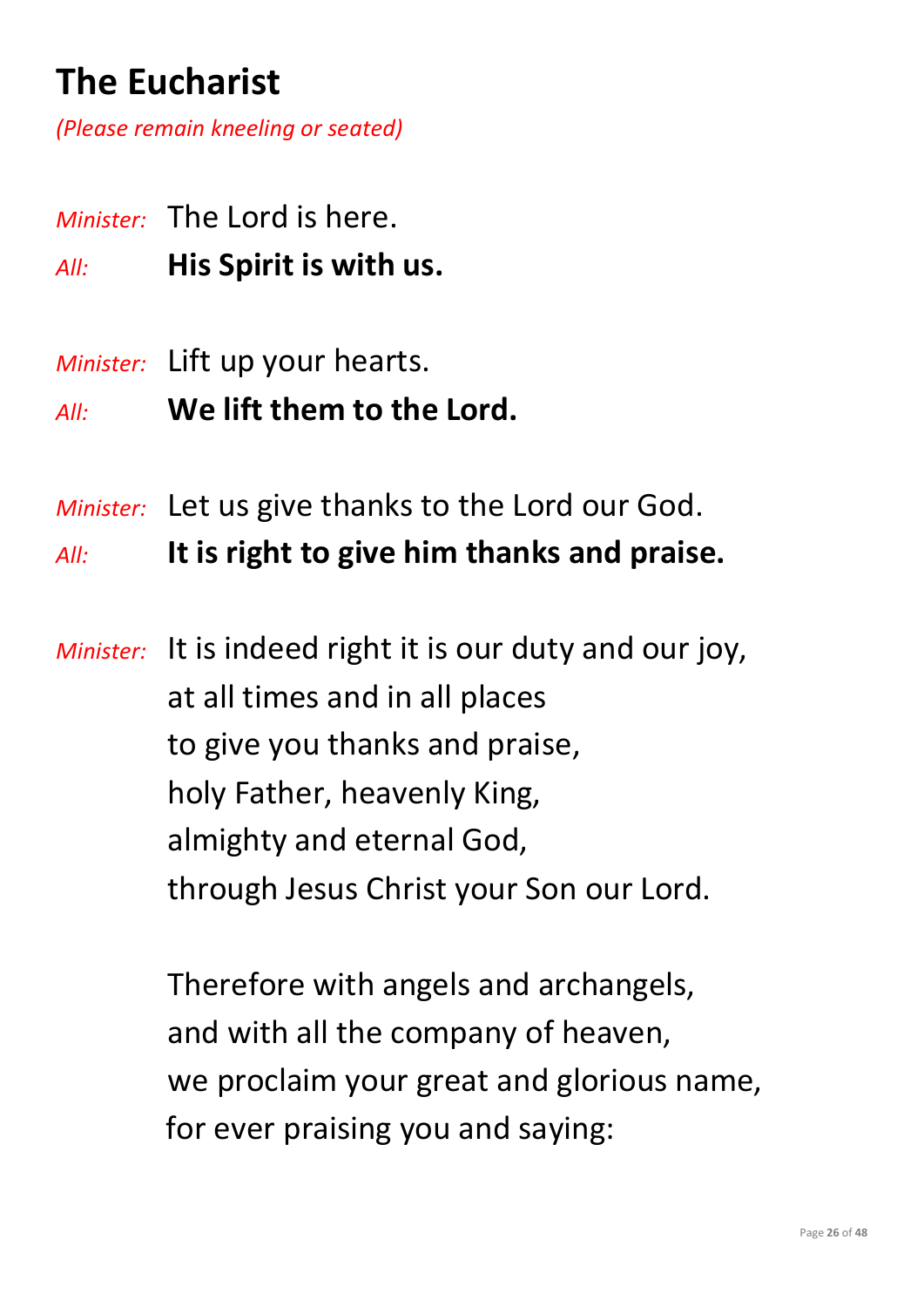# The Eucharist

*(Please remain kneeling or seated)*

*Minister:* The Lord is here.
*All:* **His Spirit is with us.**

*Minister:* Lift up your hearts.
*All:* **We lift them to the Lord.**

*Minister:* Let us give thanks to the Lord our God.
*All:* **It is right to give him thanks and praise.**

*Minister:* It is indeed right it is our duty and our joy,
at all times and in all places
to give you thanks and praise,
holy Father, heavenly King,
almighty and eternal God,
through Jesus Christ your Son our Lord.

Therefore with angels and archangels,
and with all the company of heaven,
we proclaim your great and glorious name,
for ever praising you and saying: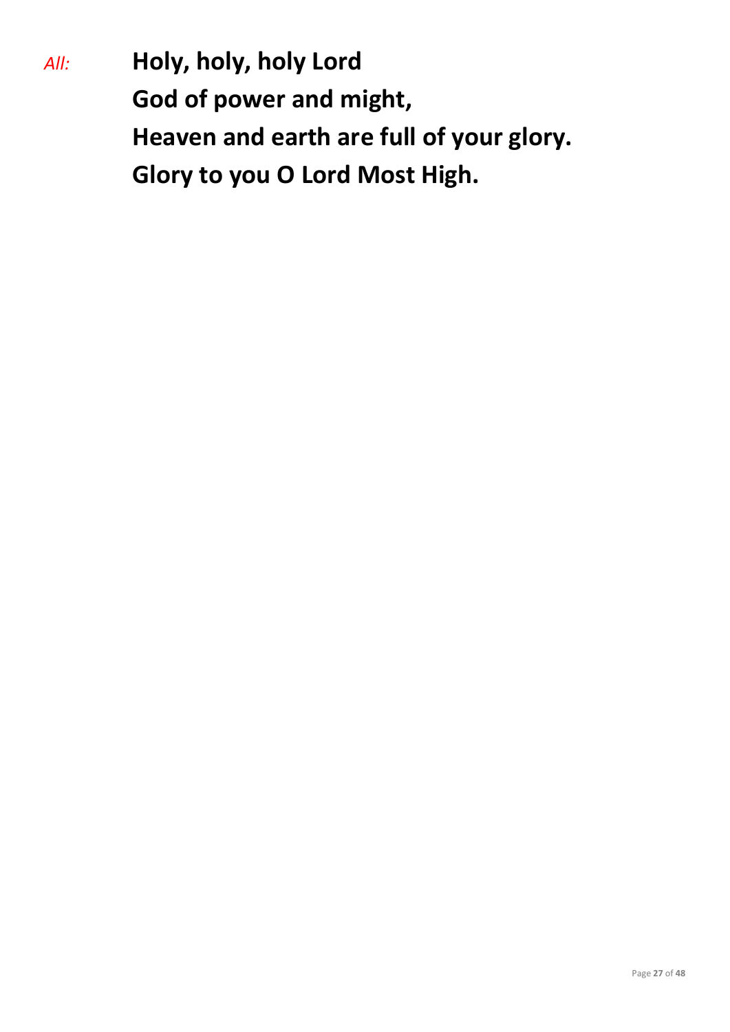*All:* **Holy, holy, holy Lord**
**God of power and might,**
**Heaven and earth are full of your glory.**
**Glory to you O Lord Most High.**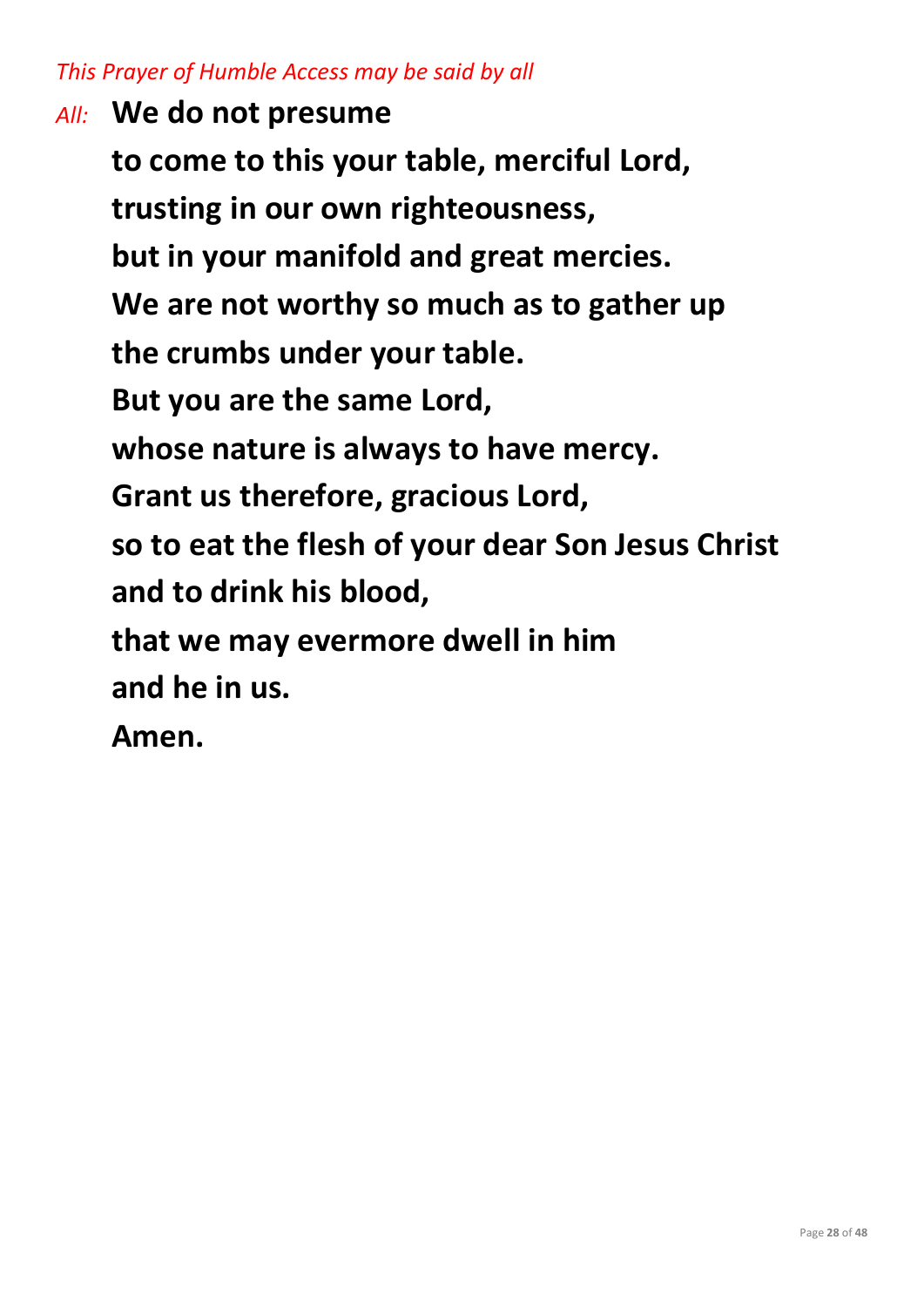*This Prayer of Humble Access may be said by all*

*All:* **We do not presume**
**to come to this your table, merciful Lord,**
**trusting in our own righteousness,**
**but in your manifold and great mercies.**
**We are not worthy so much as to gather up**
**the crumbs under your table.**
**But you are the same Lord,**
**whose nature is always to have mercy.**
**Grant us therefore, gracious Lord,**
**so to eat the flesh of your dear Son Jesus Christ**
**and to drink his blood,**
**that we may evermore dwell in him**
**and he in us.**
**Amen.**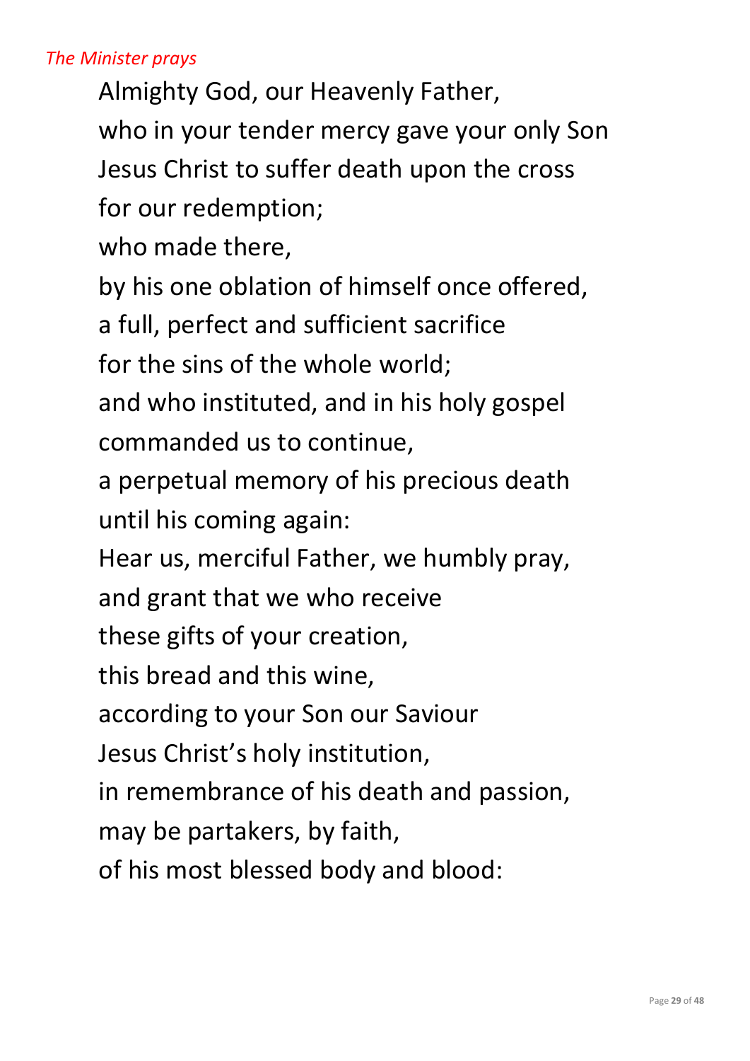*The Minister prays*

Almighty God, our Heavenly Father,
who in your tender mercy gave your only Son
Jesus Christ to suffer death upon the cross
for our redemption;
who made there,
by his one oblation of himself once offered,
a full, perfect and sufficient sacrifice
for the sins of the whole world;
and who instituted, and in his holy gospel
commanded us to continue,
a perpetual memory of his precious death
until his coming again:
Hear us, merciful Father, we humbly pray,
and grant that we who receive
these gifts of your creation,
this bread and this wine,
according to your Son our Saviour
Jesus Christ's holy institution,
in remembrance of his death and passion,
may be partakers, by faith,
of his most blessed body and blood: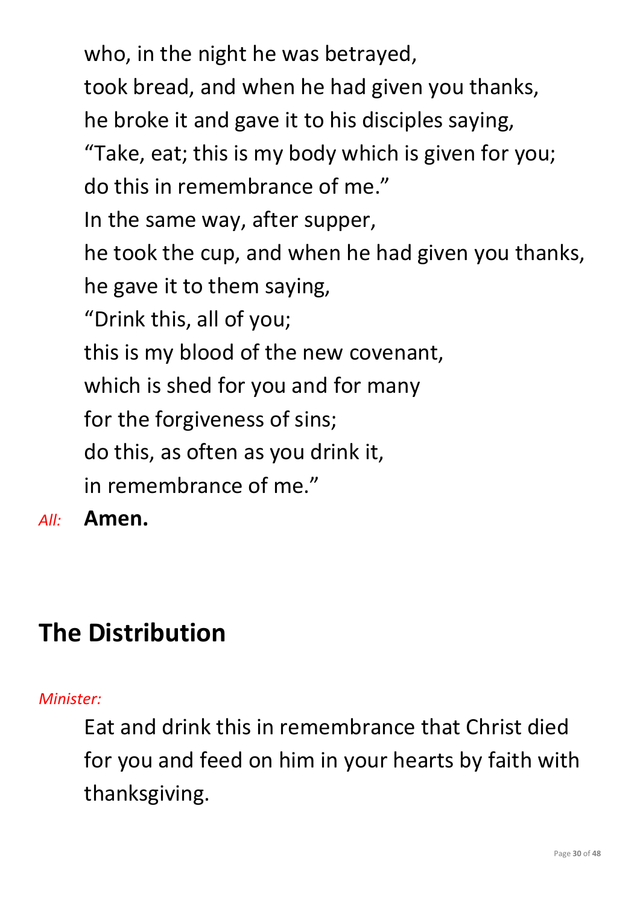who, in the night he was betrayed,
took bread, and when he had given you thanks,
he broke it and gave it to his disciples saying,
“Take, eat; this is my body which is given for you;
do this in remembrance of me.”
In the same way, after supper,
he took the cup, and when he had given you thanks,
he gave it to them saying,
“Drink this, all of you;
this is my blood of the new covenant,
which is shed for you and for many
for the forgiveness of sins;
do this, as often as you drink it,
in remembrance of me.”

*All:* **Amen.**

## The Distribution

*Minister:*

Eat and drink this in remembrance that Christ died for you and feed on him in your hearts by faith with thanksgiving.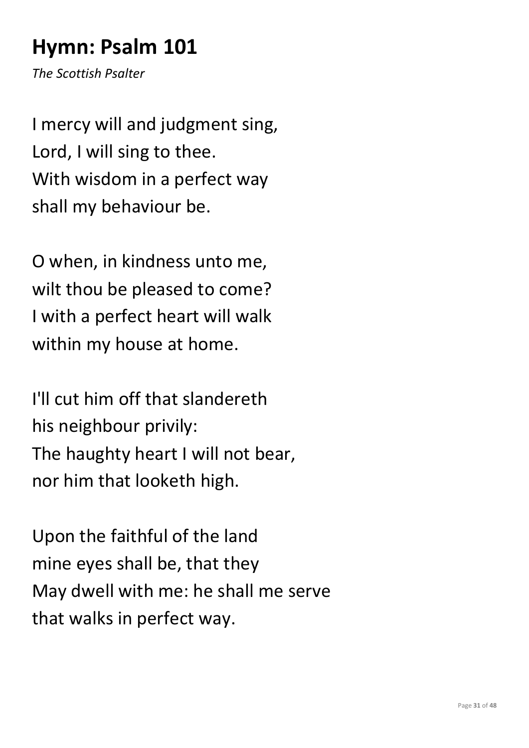## Hymn: Psalm 101

*The Scottish Psalter*

I mercy will and judgment sing,
Lord, I will sing to thee.
With wisdom in a perfect way
shall my behaviour be.

O when, in kindness unto me,
wilt thou be pleased to come?
I with a perfect heart will walk
within my house at home.

I'll cut him off that slandereth
his neighbour privily:
The haughty heart I will not bear,
nor him that looketh high.

Upon the faithful of the land
mine eyes shall be, that they
May dwell with me: he shall me serve
that walks in perfect way.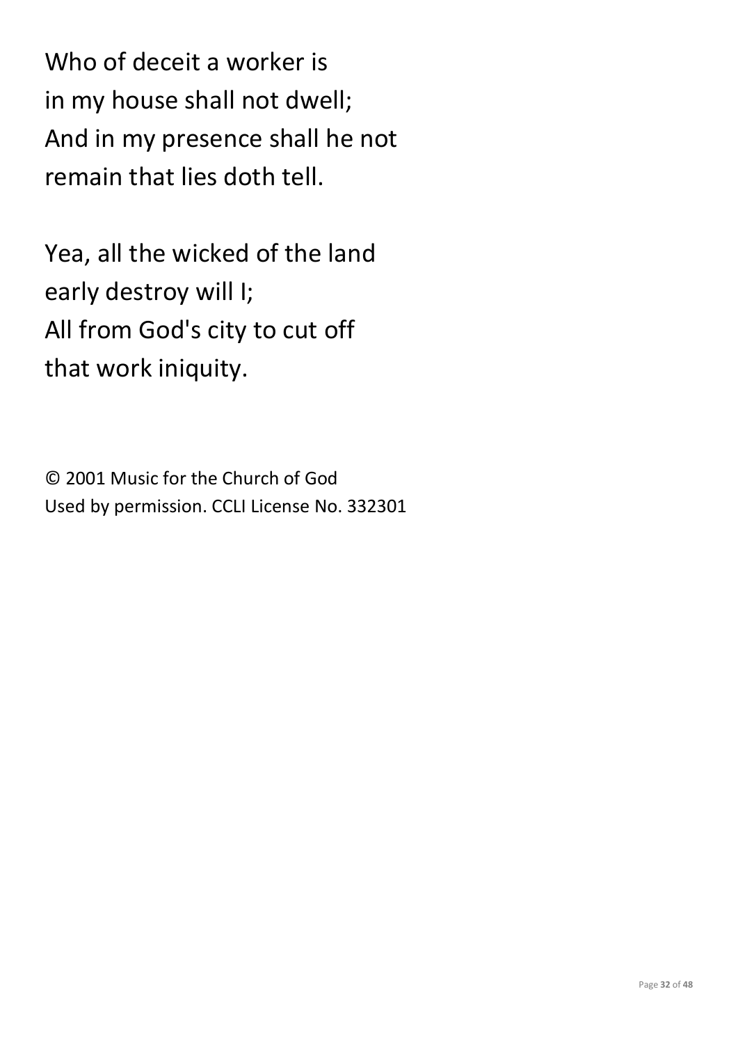Who of deceit a worker is
in my house shall not dwell;
And in my presence shall he not
remain that lies doth tell.

Yea, all the wicked of the land
early destroy will I;
All from God's city to cut off
that work iniquity.

© 2001 Music for the Church of God
Used by permission. CCLI License No. 332301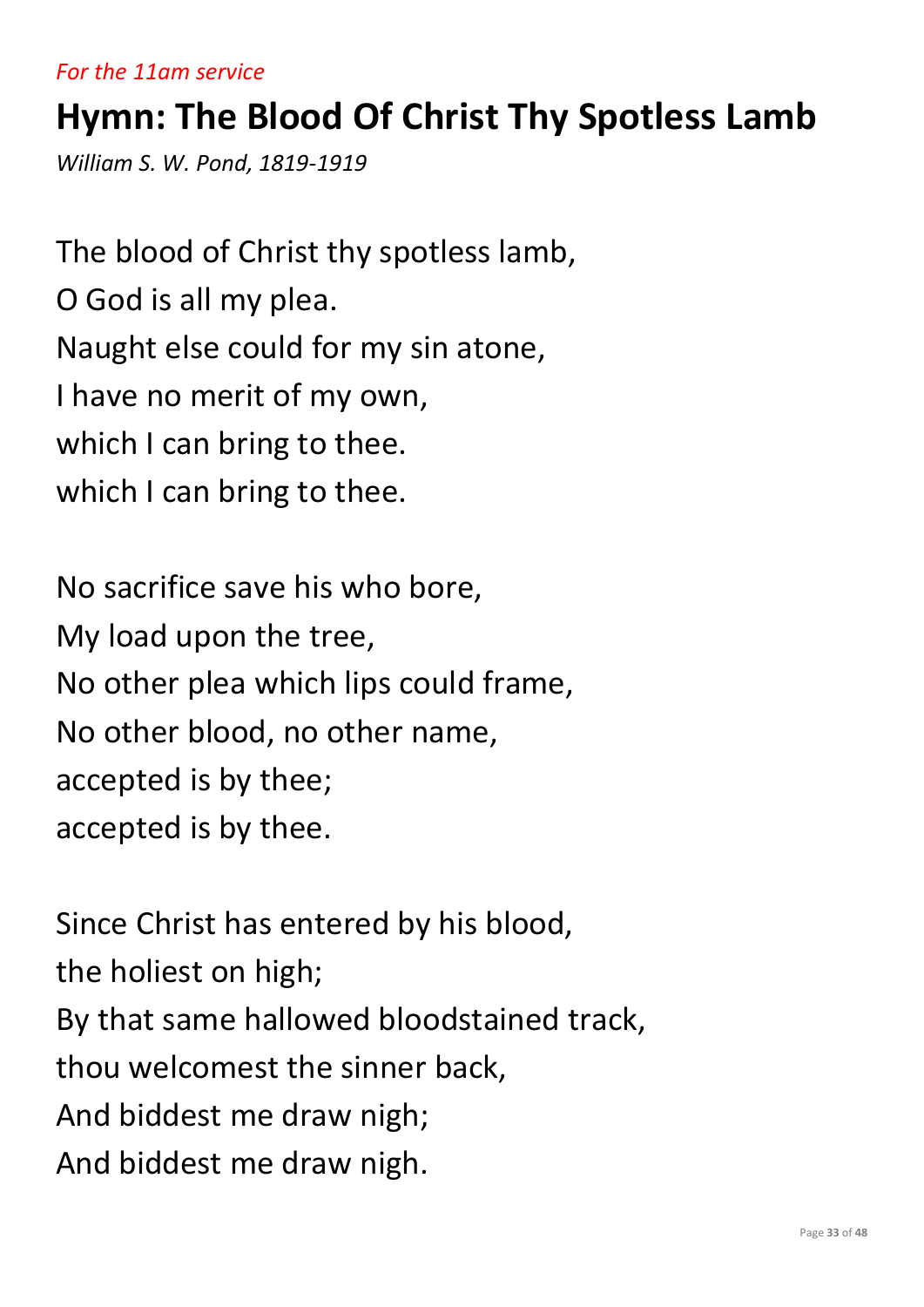*For the 11am service*

# Hymn: The Blood Of Christ Thy Spotless Lamb

*William S. W. Pond, 1819-1919*

The blood of Christ thy spotless lamb,
O God is all my plea.
Naught else could for my sin atone,
I have no merit of my own,
which I can bring to thee.
which I can bring to thee.

No sacrifice save his who bore,
My load upon the tree,
No other plea which lips could frame,
No other blood, no other name,
accepted is by thee;
accepted is by thee.

Since Christ has entered by his blood,
the holiest on high;
By that same hallowed bloodstained track,
thou welcomest the sinner back,
And biddest me draw nigh;
And biddest me draw nigh.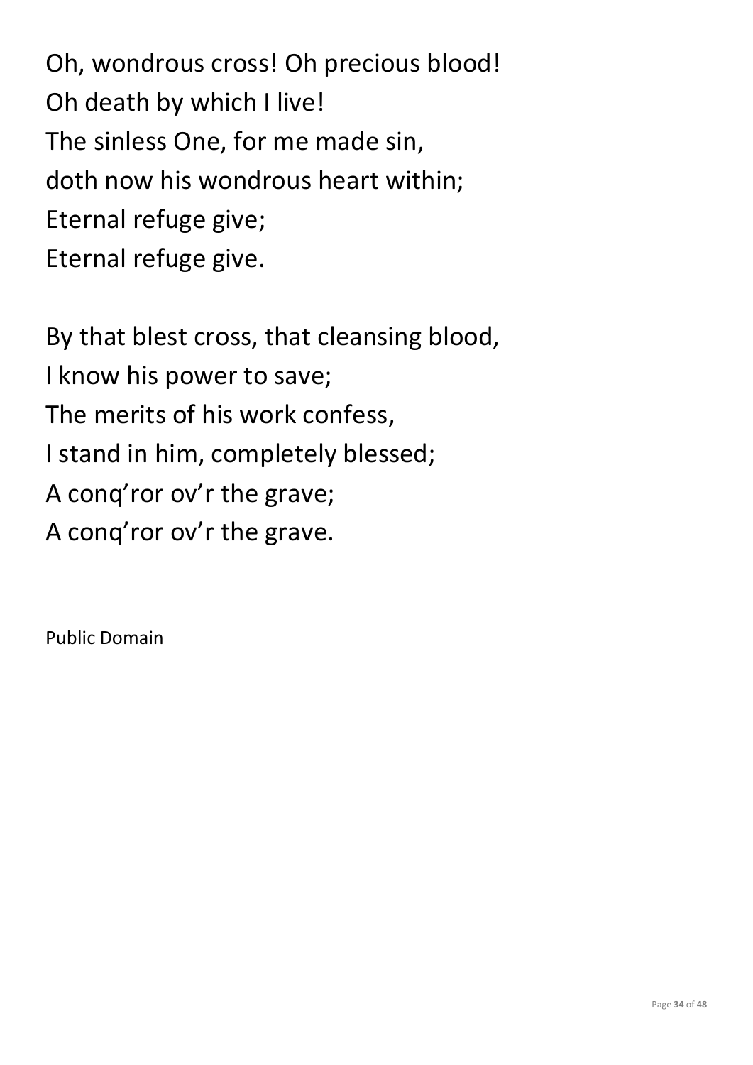Oh, wondrous cross! Oh precious blood!
Oh death by which I live!
The sinless One, for me made sin,
doth now his wondrous heart within;
Eternal refuge give;
Eternal refuge give.

By that blest cross, that cleansing blood,
I know his power to save;
The merits of his work confess,
I stand in him, completely blessed;
A conq'ror ov'r the grave;
A conq'ror ov'r the grave.

Public Domain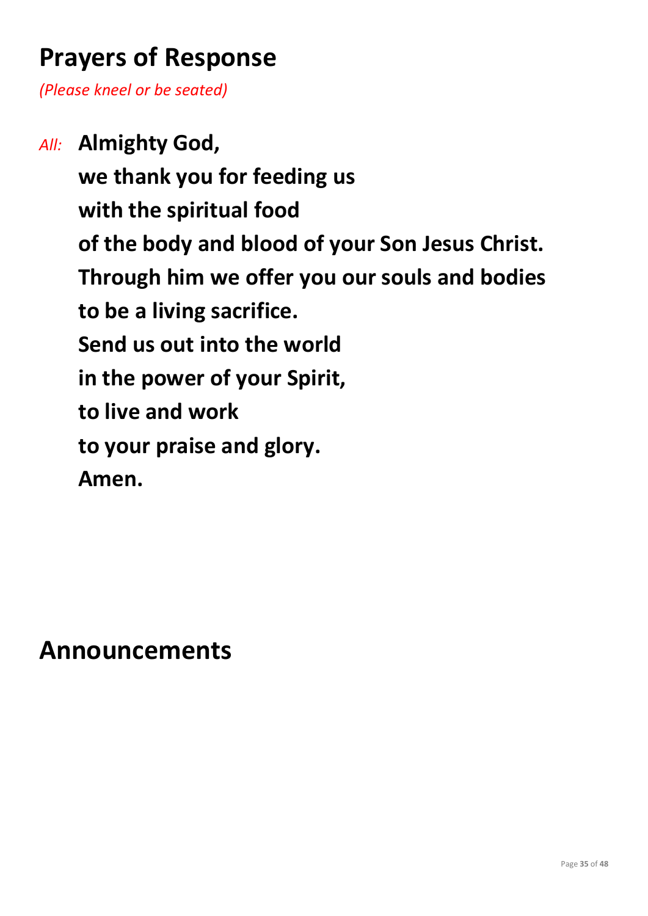## Prayers of Response

*(Please kneel or be seated)*

*All:* **Almighty God,**
**we thank you for feeding us**
**with the spiritual food**
**of the body and blood of your Son Jesus Christ.**
**Through him we offer you our souls and bodies**
**to be a living sacrifice.**
**Send us out into the world**
**in the power of your Spirit,**
**to live and work**
**to your praise and glory.**
**Amen.**

## Announcements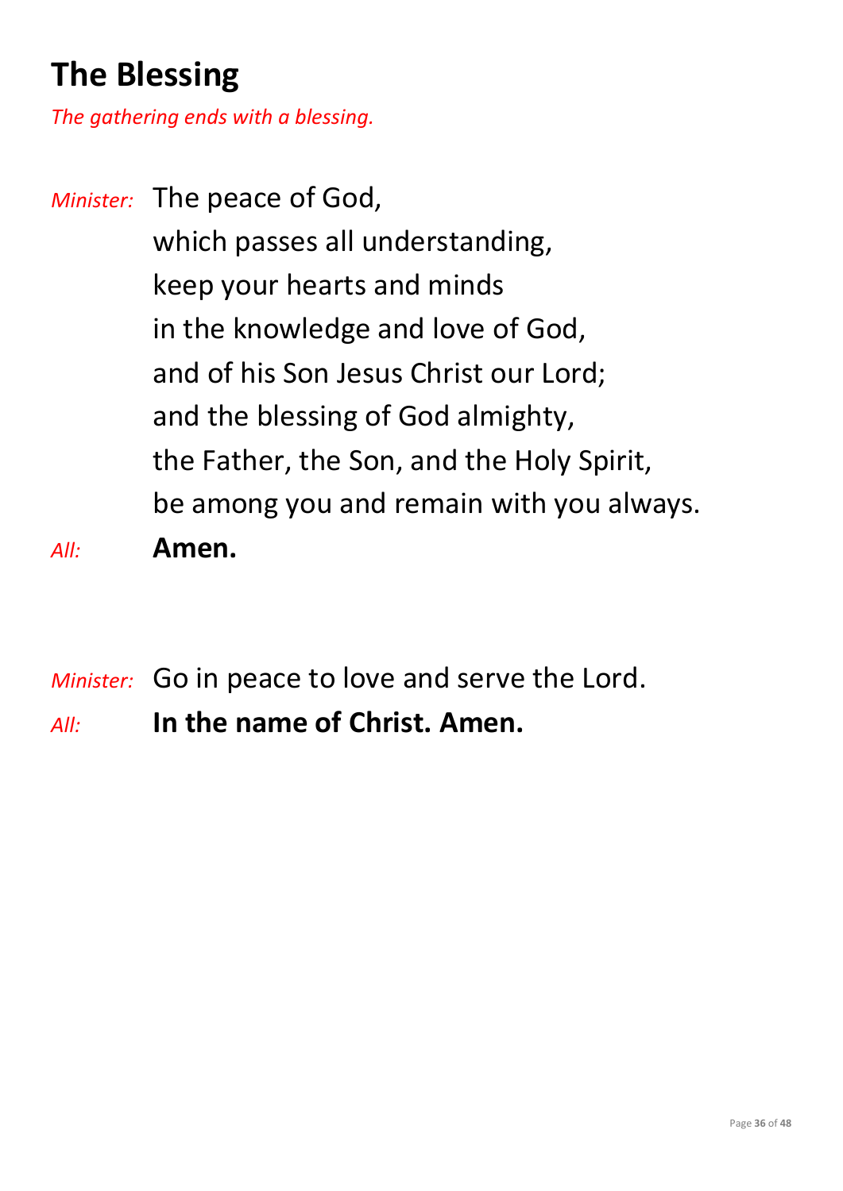## The Blessing

*The gathering ends with a blessing.*

*Minister:* The peace of God,
which passes all understanding,
keep your hearts and minds
in the knowledge and love of God,
and of his Son Jesus Christ our Lord;
and the blessing of God almighty,
the Father, the Son, and the Holy Spirit,
be among you and remain with you always.

*All:* **Amen.**

*Minister:* Go in peace to love and serve the Lord.

*All:* **In the name of Christ. Amen.**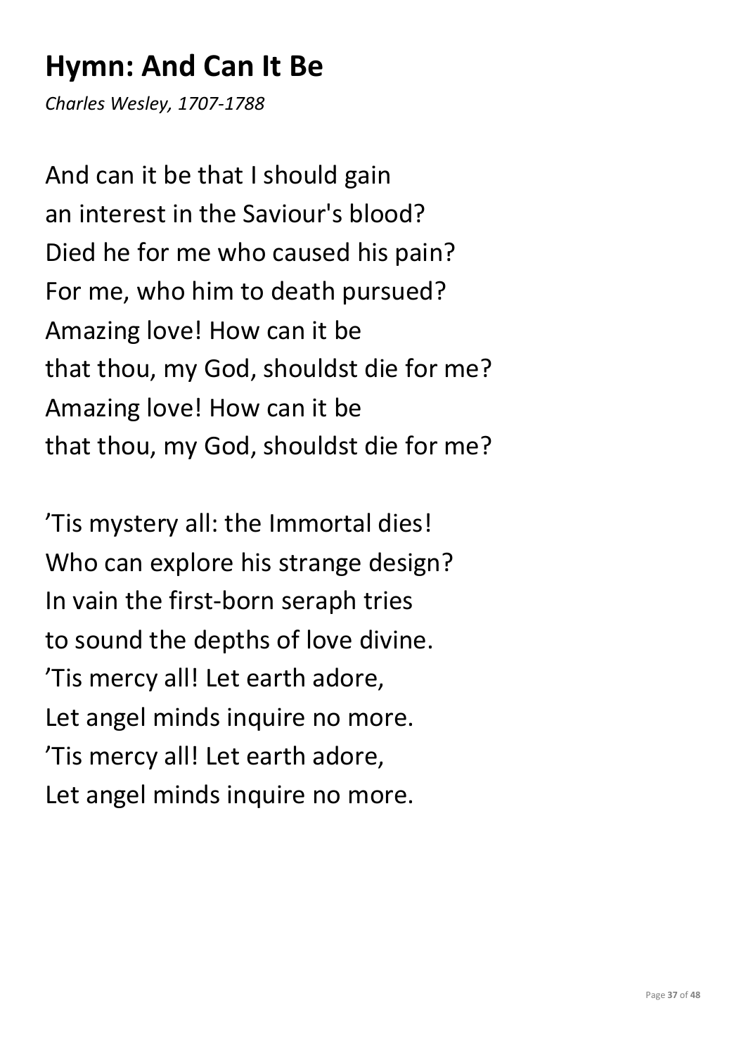# Hymn: And Can It Be

*Charles Wesley, 1707-1788*

And can it be that I should gain  
an interest in the Saviour's blood?  
Died he for me who caused his pain?  
For me, who him to death pursued?  
Amazing love! How can it be  
that thou, my God, shouldst die for me?  
Amazing love! How can it be  
that thou, my God, shouldst die for me?

’Tis mystery all: the Immortal dies!  
Who can explore his strange design?  
In vain the first-born seraph tries  
to sound the depths of love divine.  
’Tis mercy all! Let earth adore,  
Let angel minds inquire no more.  
’Tis mercy all! Let earth adore,  
Let angel minds inquire no more.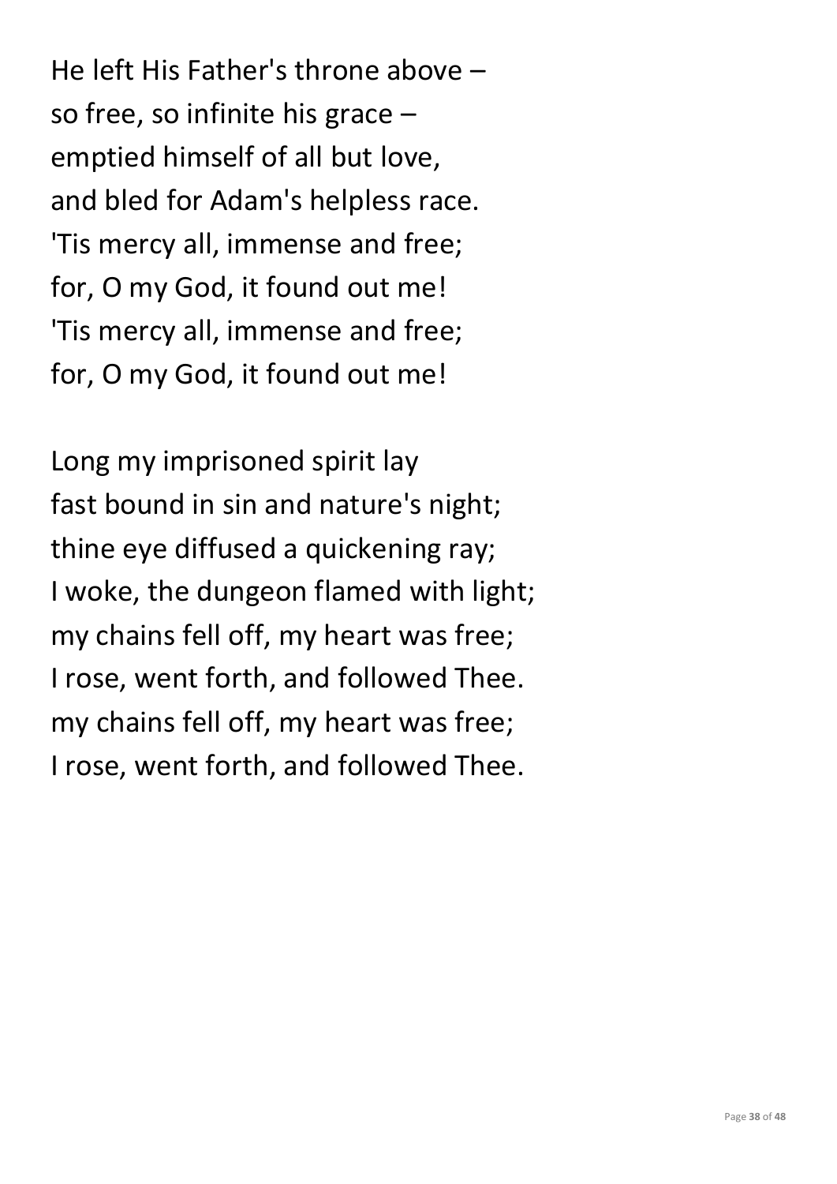He left His Father's throne above –  
so free, so infinite his grace –  
emptied himself of all but love,  
and bled for Adam's helpless race.  
'Tis mercy all, immense and free;  
for, O my God, it found out me!  
'Tis mercy all, immense and free;  
for, O my God, it found out me!

Long my imprisoned spirit lay  
fast bound in sin and nature's night;  
thine eye diffused a quickening ray;  
I woke, the dungeon flamed with light;  
my chains fell off, my heart was free;  
I rose, went forth, and followed Thee.  
my chains fell off, my heart was free;  
I rose, went forth, and followed Thee.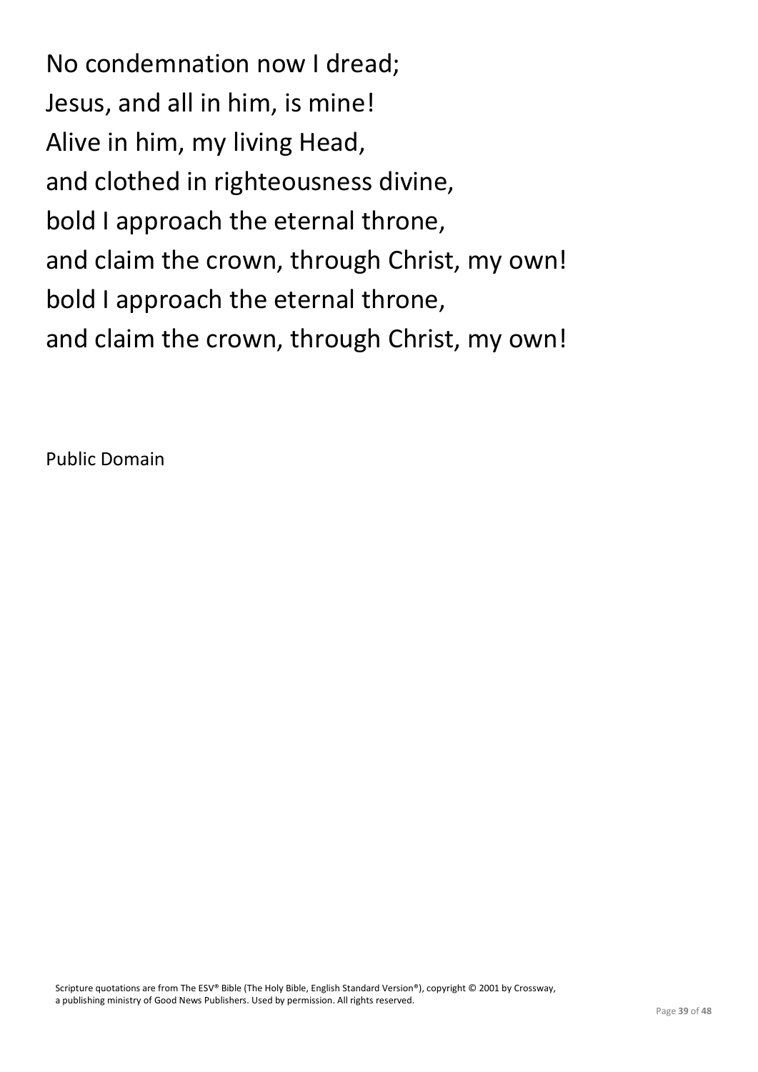No condemnation now I dread;
Jesus, and all in him, is mine!
Alive in him, my living Head,
and clothed in righteousness divine,
bold I approach the eternal throne,
and claim the crown, through Christ, my own!
bold I approach the eternal throne,
and claim the crown, through Christ, my own!

Public Domain

Scripture quotations are from The ESV® Bible (The Holy Bible, English Standard Version®), copyright © 2001 by Crossway, a publishing ministry of Good News Publishers. Used by permission. All rights reserved.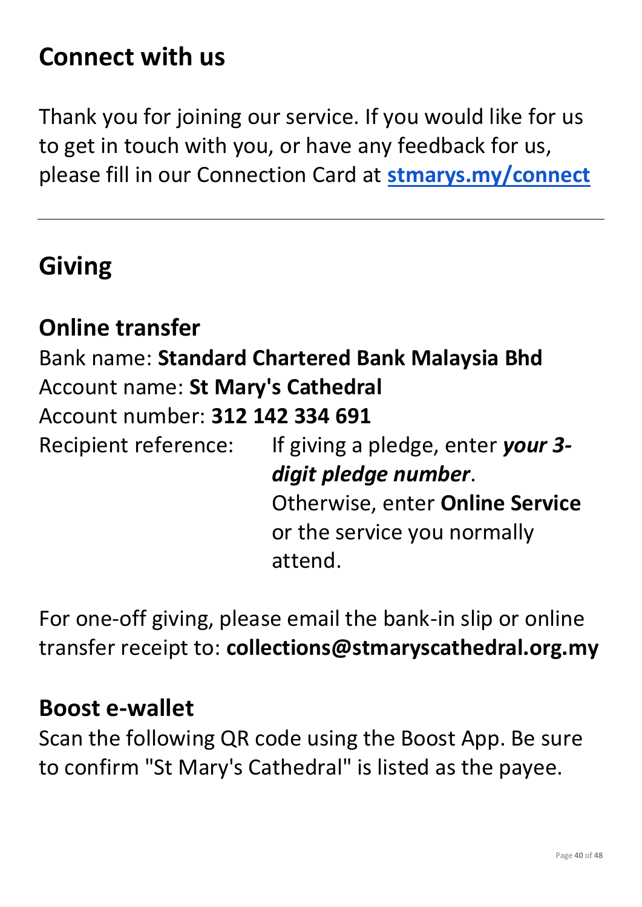# Connect with us

Thank you for joining our service. If you would like for us to get in touch with you, or have any feedback for us, please fill in our Connection Card at **stmarys.my/connect**

---

# Giving

## Online transfer

Bank name: **Standard Chartered Bank Malaysia Bhd**
Account name: **St Mary's Cathedral**
Account number: **312 142 334 691**
Recipient reference: If giving a pledge, enter ***your 3-digit pledge number***. Otherwise, enter **Online Service** or the service you normally attend.

For one-off giving, please email the bank-in slip or online transfer receipt to: **collections@stmaryscathedral.org.my**

## Boost e-wallet

Scan the following QR code using the Boost App. Be sure to confirm "St Mary's Cathedral" is listed as the payee.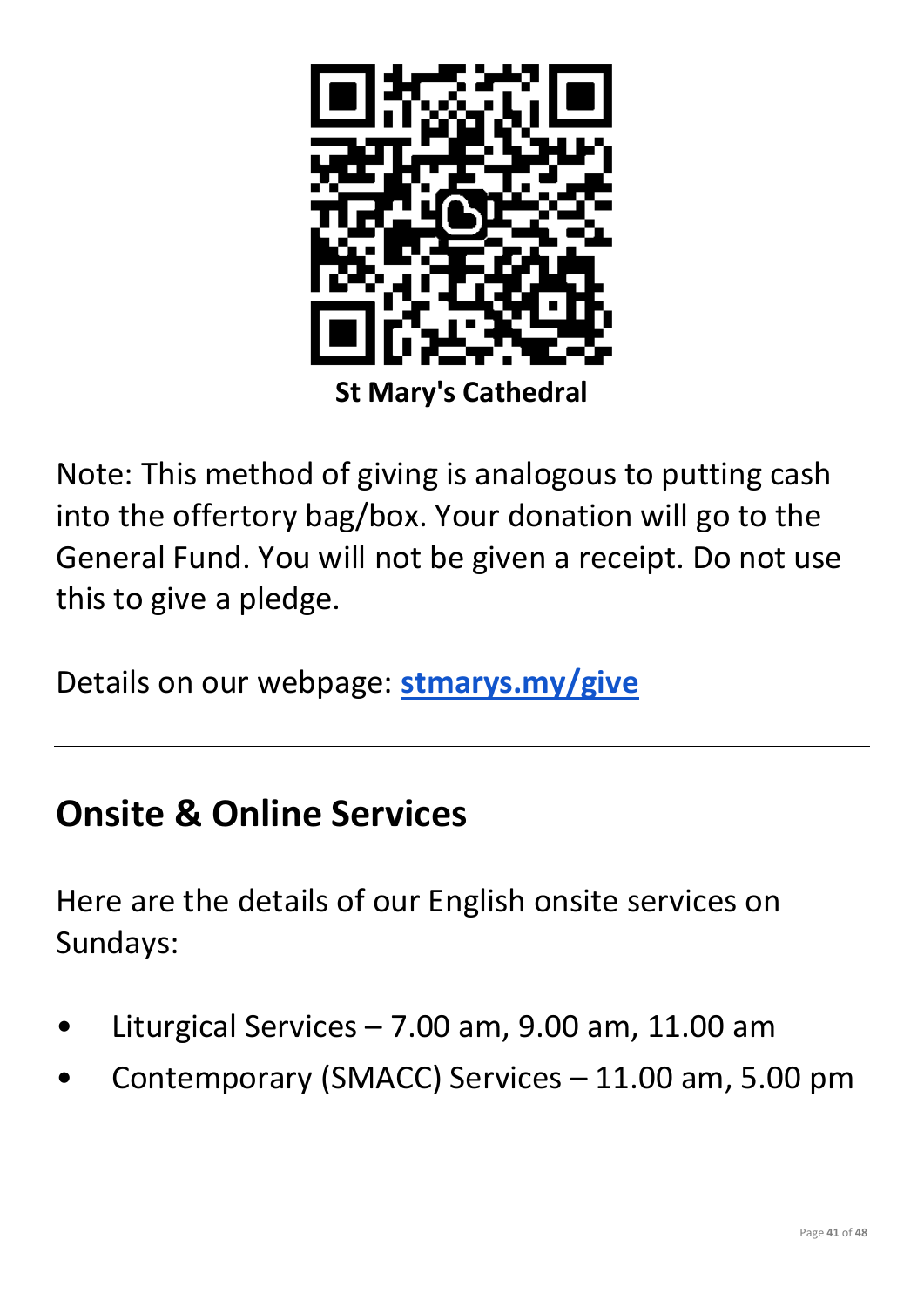**St Mary's Cathedral**

Note: This method of giving is analogous to putting cash into the offertory bag/box. Your donation will go to the General Fund. You will not be given a receipt. Do not use this to give a pledge.

Details on our webpage: **[stmarys.my/give](stmarys.my/give)**

---

## Onsite & Online Services

Here are the details of our English onsite services on Sundays:

- Liturgical Services – 7.00 am, 9.00 am, 11.00 am
- Contemporary (SMACC) Services – 11.00 am, 5.00 pm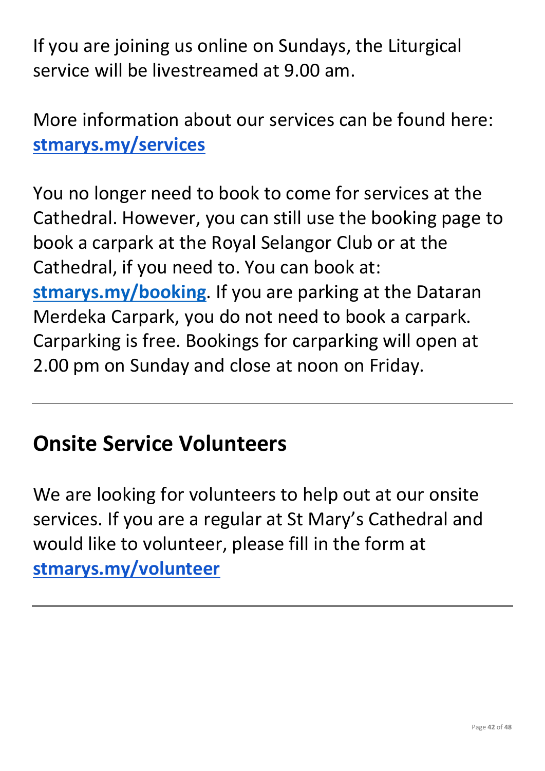If you are joining us online on Sundays, the Liturgical service will be livestreamed at 9.00 am.

More information about our services can be found here: **stmarys.my/services**

You no longer need to book to come for services at the Cathedral. However, you can still use the booking page to book a carpark at the Royal Selangor Club or at the Cathedral, if you need to. You can book at: **stmarys.my/booking**. If you are parking at the Dataran Merdeka Carpark, you do not need to book a carpark. Carparking is free. Bookings for carparking will open at 2.00 pm on Sunday and close at noon on Friday.

---

## Onsite Service Volunteers

We are looking for volunteers to help out at our onsite services. If you are a regular at St Mary's Cathedral and would like to volunteer, please fill in the form at **stmarys.my/volunteer**

---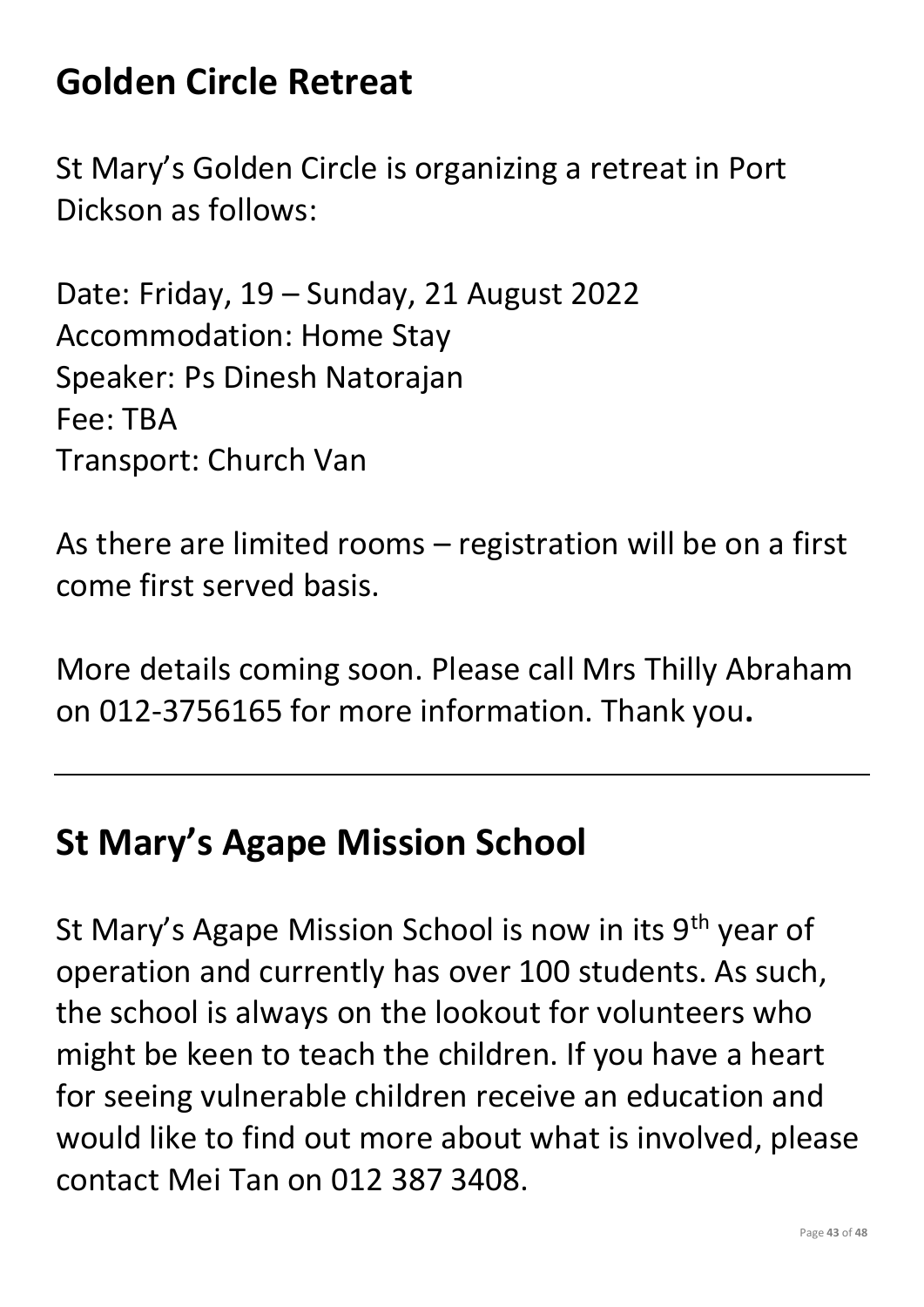# Golden Circle Retreat

St Mary's Golden Circle is organizing a retreat in Port Dickson as follows:

Date: Friday, 19 – Sunday, 21 August 2022
Accommodation: Home Stay
Speaker: Ps Dinesh Natorajan
Fee: TBA
Transport: Church Van

As there are limited rooms – registration will be on a first come first served basis.

More details coming soon. Please call Mrs Thilly Abraham on 012-3756165 for more information. Thank you**.**

---

# St Mary's Agape Mission School

St Mary's Agape Mission School is now in its 9th year of operation and currently has over 100 students. As such, the school is always on the lookout for volunteers who might be keen to teach the children. If you have a heart for seeing vulnerable children receive an education and would like to find out more about what is involved, please contact Mei Tan on 012 387 3408.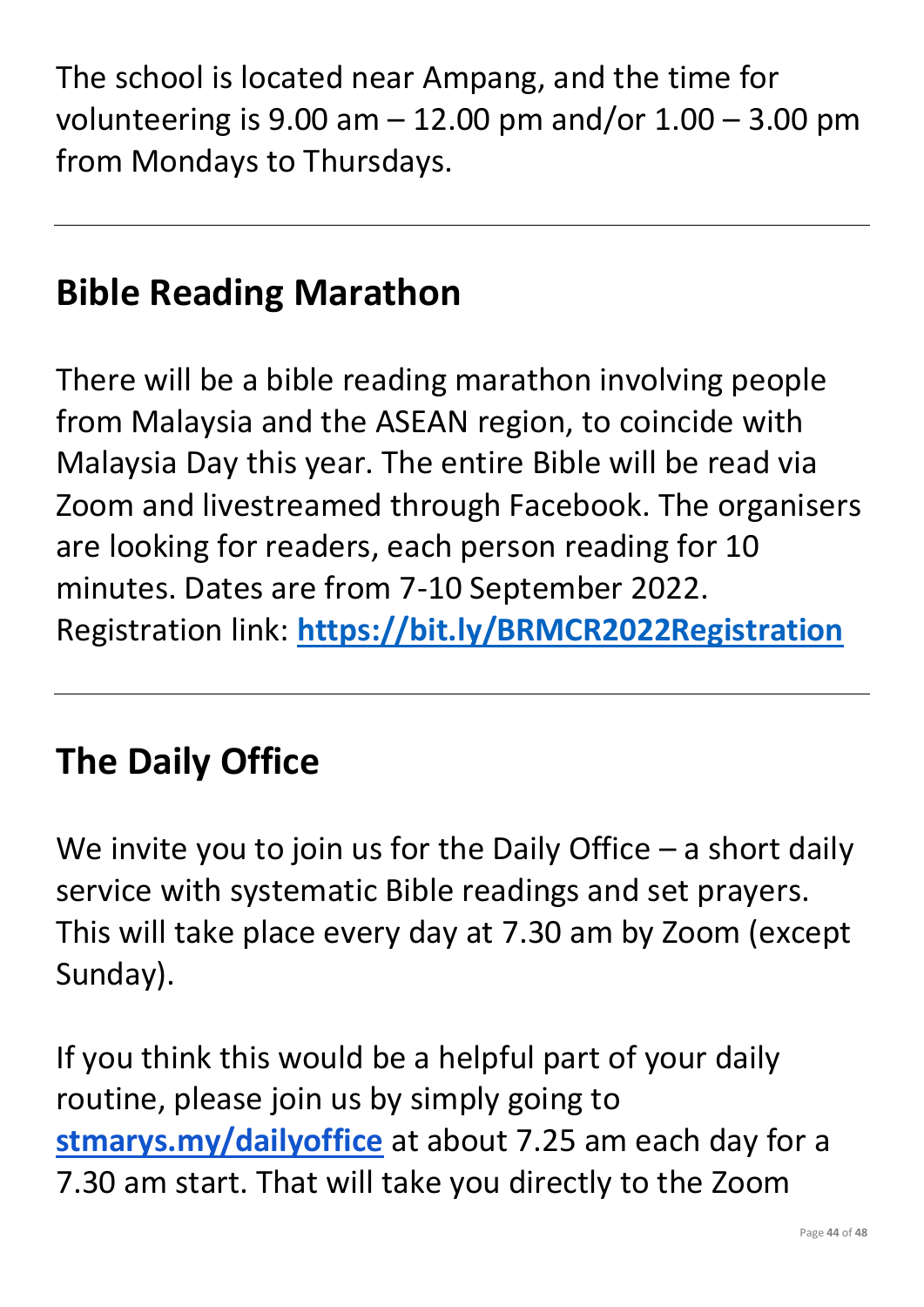The school is located near Ampang, and the time for volunteering is 9.00 am – 12.00 pm and/or 1.00 – 3.00 pm from Mondays to Thursdays.

---

## Bible Reading Marathon

There will be a bible reading marathon involving people from Malaysia and the ASEAN region, to coincide with Malaysia Day this year. The entire Bible will be read via Zoom and livestreamed through Facebook. The organisers are looking for readers, each person reading for 10 minutes. Dates are from 7-10 September 2022. Registration link: **https://bit.ly/BRMCR2022Registration**

---

## The Daily Office

We invite you to join us for the Daily Office – a short daily service with systematic Bible readings and set prayers. This will take place every day at 7.30 am by Zoom (except Sunday).

If you think this would be a helpful part of your daily routine, please join us by simply going to **stmarys.my/dailyoffice** at about 7.25 am each day for a 7.30 am start. That will take you directly to the Zoom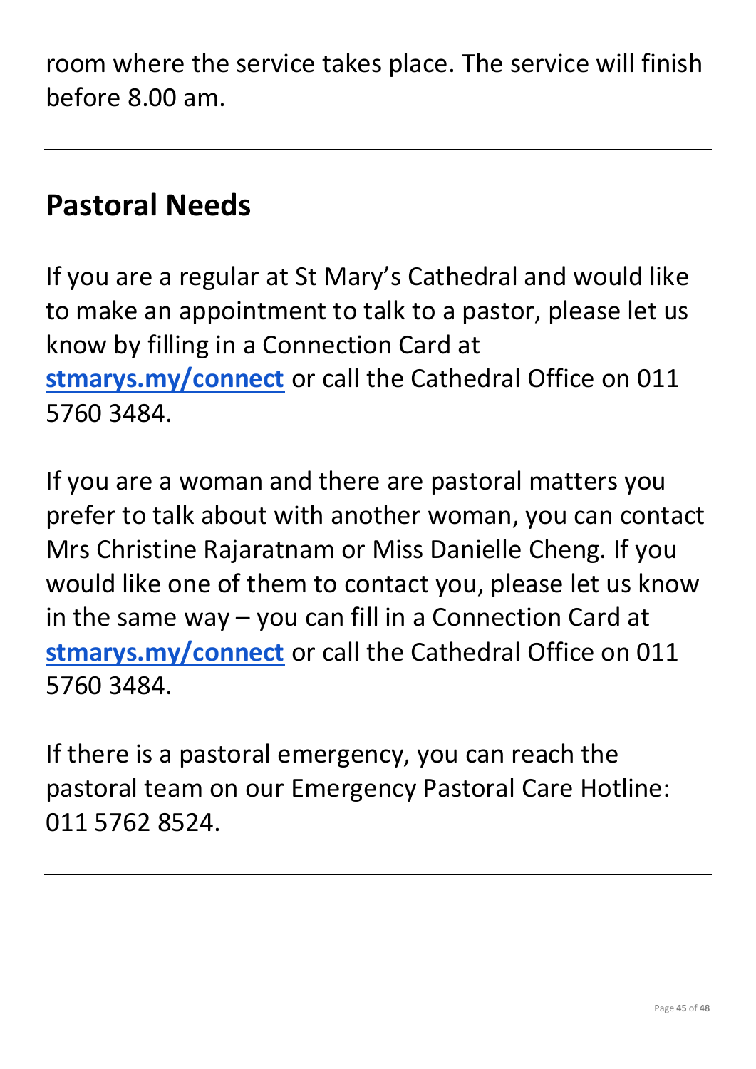room where the service takes place. The service will finish before 8.00 am.

---

## Pastoral Needs

If you are a regular at St Mary's Cathedral and would like to make an appointment to talk to a pastor, please let us know by filling in a Connection Card at **stmarys.my/connect** or call the Cathedral Office on 011 5760 3484.

If you are a woman and there are pastoral matters you prefer to talk about with another woman, you can contact Mrs Christine Rajaratnam or Miss Danielle Cheng. If you would like one of them to contact you, please let us know in the same way – you can fill in a Connection Card at **stmarys.my/connect** or call the Cathedral Office on 011 5760 3484.

If there is a pastoral emergency, you can reach the pastoral team on our Emergency Pastoral Care Hotline: 011 5762 8524.

---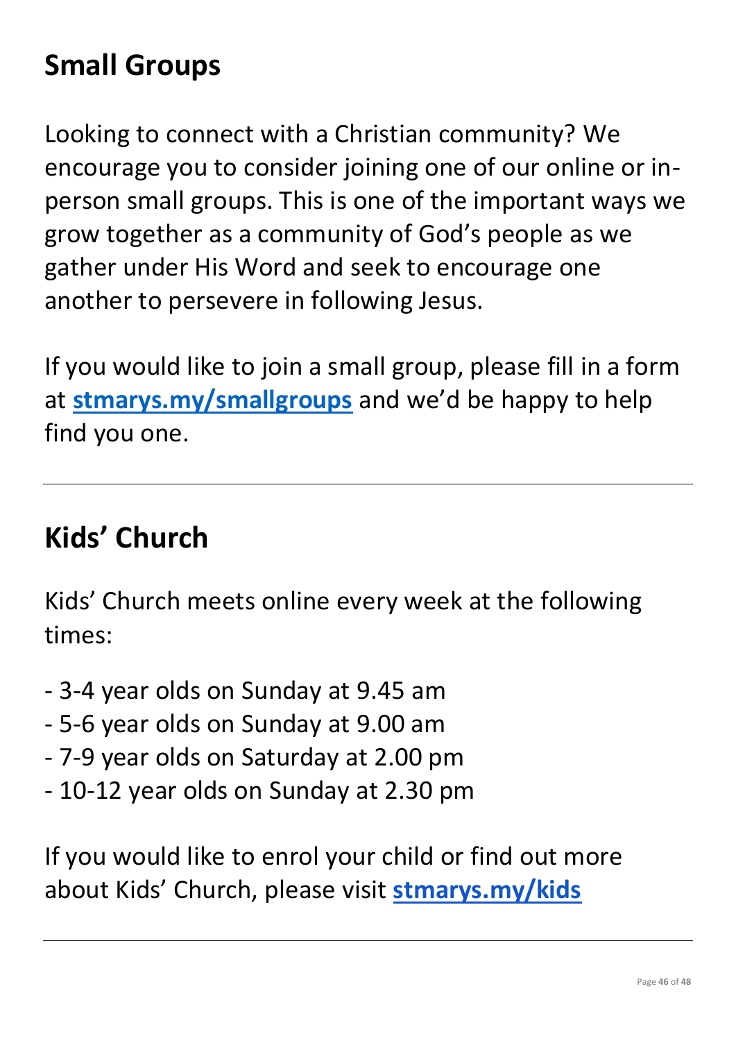## Small Groups

Looking to connect with a Christian community? We encourage you to consider joining one of our online or in-person small groups. This is one of the important ways we grow together as a community of God's people as we gather under His Word and seek to encourage one another to persevere in following Jesus.

If you would like to join a small group, please fill in a form at **stmarys.my/smallgroups** and we'd be happy to help find you one.

---

## Kids' Church

Kids' Church meets online every week at the following times:

- 3-4 year olds on Sunday at 9.45 am
- 5-6 year olds on Sunday at 9.00 am
- 7-9 year olds on Saturday at 2.00 pm
- 10-12 year olds on Sunday at 2.30 pm

If you would like to enrol your child or find out more about Kids' Church, please visit **stmarys.my/kids**

---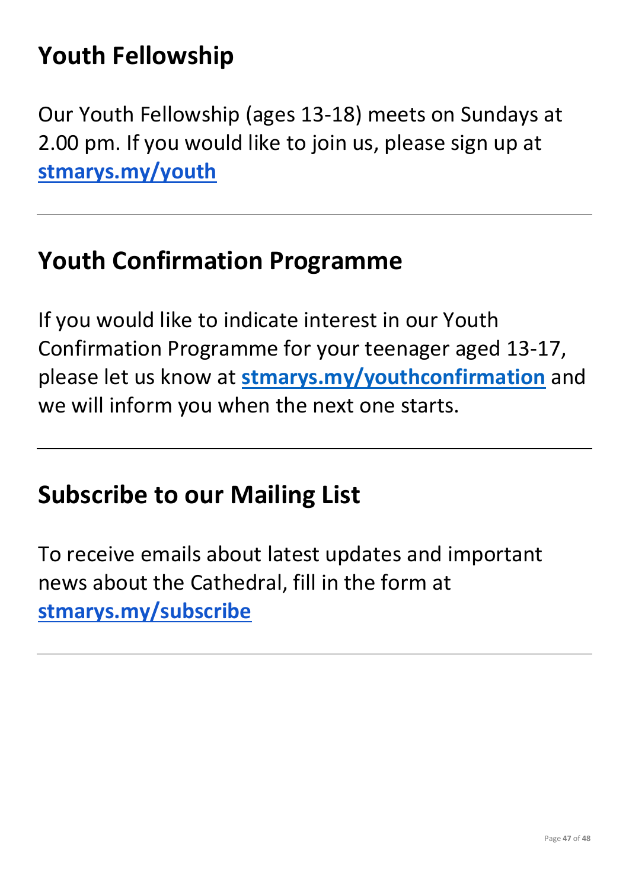## Youth Fellowship

Our Youth Fellowship (ages 13-18) meets on Sundays at 2.00 pm. If you would like to join us, please sign up at **stmarys.my/youth**

---

## Youth Confirmation Programme

If you would like to indicate interest in our Youth Confirmation Programme for your teenager aged 13-17, please let us know at **stmarys.my/youthconfirmation** and we will inform you when the next one starts.

---

## Subscribe to our Mailing List

To receive emails about latest updates and important news about the Cathedral, fill in the form at **stmarys.my/subscribe**

---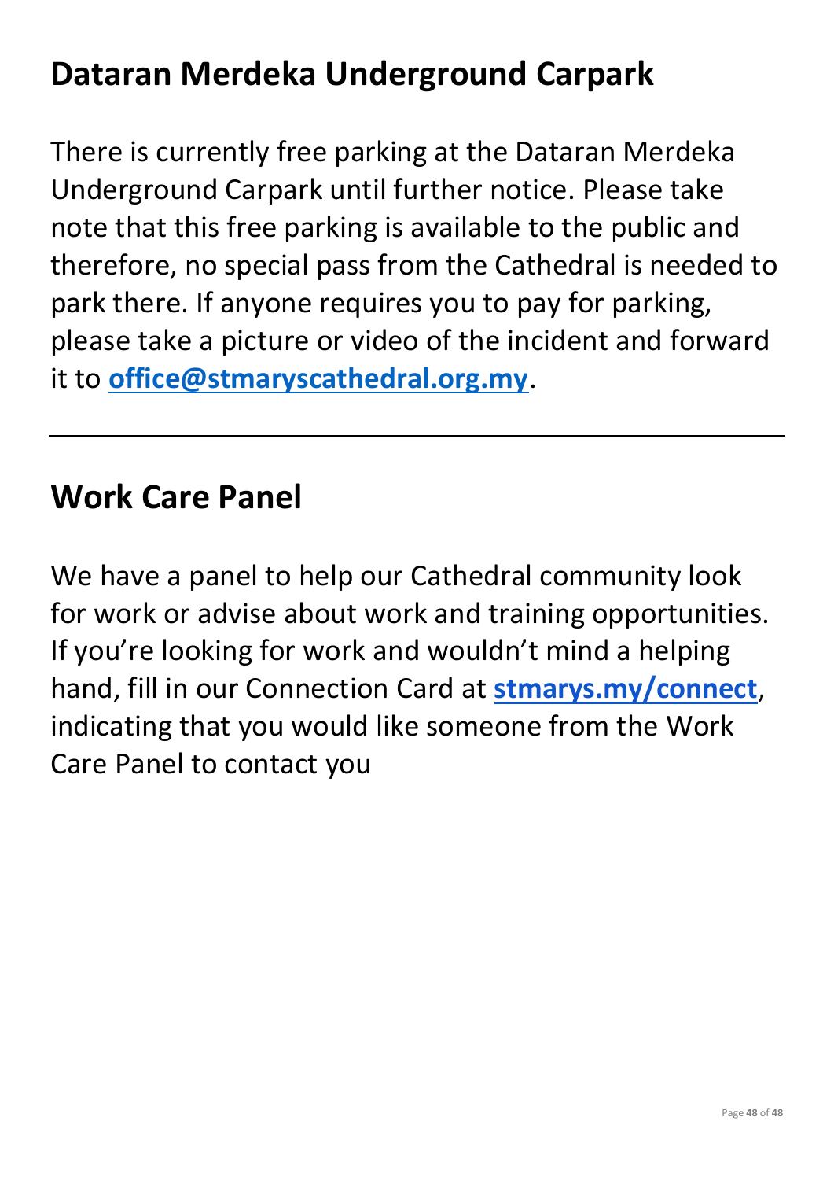## Dataran Merdeka Underground Carpark

There is currently free parking at the Dataran Merdeka Underground Carpark until further notice. Please take note that this free parking is available to the public and therefore, no special pass from the Cathedral is needed to park there. If anyone requires you to pay for parking, please take a picture or video of the incident and forward it to **office@stmaryscathedral.org.my**.

---

## Work Care Panel

We have a panel to help our Cathedral community look for work or advise about work and training opportunities. If you're looking for work and wouldn't mind a helping hand, fill in our Connection Card at **stmarys.my/connect**, indicating that you would like someone from the Work Care Panel to contact you